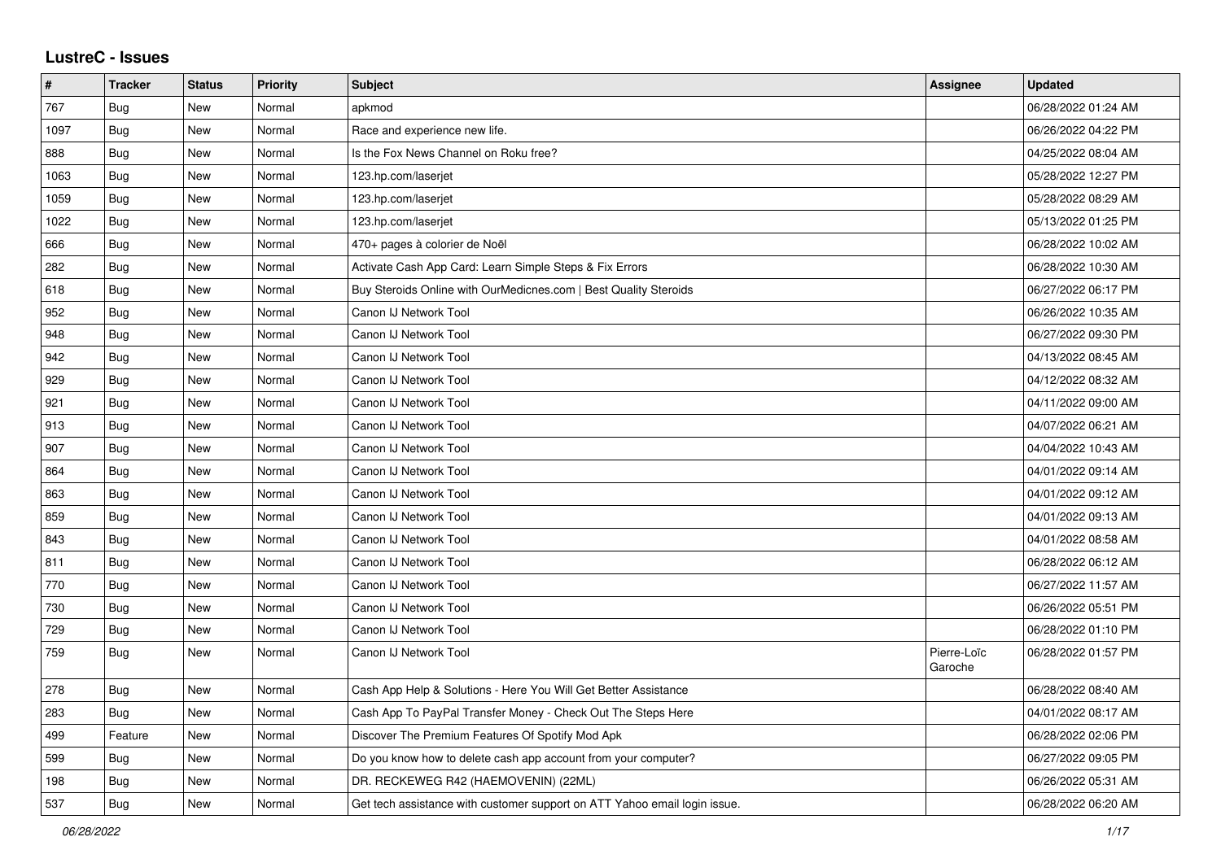# LustreC - Issues

| # | Tracker | Status | Priority | Subject | Assignee | Updated |
|---|---|---|---|---|---|---|
| 767 | Bug | New | Normal | apkmod | | 06/28/2022 01:24 AM |
| 1097 | Bug | New | Normal | Race and experience new life. | | 06/26/2022 04:22 PM |
| 888 | Bug | New | Normal | Is the Fox News Channel on Roku free? | | 04/25/2022 08:04 AM |
| 1063 | Bug | New | Normal | 123.hp.com/laserjet | | 05/28/2022 12:27 PM |
| 1059 | Bug | New | Normal | 123.hp.com/laserjet | | 05/28/2022 08:29 AM |
| 1022 | Bug | New | Normal | 123.hp.com/laserjet | | 05/13/2022 01:25 PM |
| 666 | Bug | New | Normal | 470+ pages à colorier de Noël | | 06/28/2022 10:02 AM |
| 282 | Bug | New | Normal | Activate Cash App Card: Learn Simple Steps & Fix Errors | | 06/28/2022 10:30 AM |
| 618 | Bug | New | Normal | Buy Steroids Online with OurMedicnes.com \| Best Quality Steroids | | 06/27/2022 06:17 PM |
| 952 | Bug | New | Normal | Canon IJ Network Tool | | 06/26/2022 10:35 AM |
| 948 | Bug | New | Normal | Canon IJ Network Tool | | 06/27/2022 09:30 PM |
| 942 | Bug | New | Normal | Canon IJ Network Tool | | 04/13/2022 08:45 AM |
| 929 | Bug | New | Normal | Canon IJ Network Tool | | 04/12/2022 08:32 AM |
| 921 | Bug | New | Normal | Canon IJ Network Tool | | 04/11/2022 09:00 AM |
| 913 | Bug | New | Normal | Canon IJ Network Tool | | 04/07/2022 06:21 AM |
| 907 | Bug | New | Normal | Canon IJ Network Tool | | 04/04/2022 10:43 AM |
| 864 | Bug | New | Normal | Canon IJ Network Tool | | 04/01/2022 09:14 AM |
| 863 | Bug | New | Normal | Canon IJ Network Tool | | 04/01/2022 09:12 AM |
| 859 | Bug | New | Normal | Canon IJ Network Tool | | 04/01/2022 09:13 AM |
| 843 | Bug | New | Normal | Canon IJ Network Tool | | 04/01/2022 08:58 AM |
| 811 | Bug | New | Normal | Canon IJ Network Tool | | 06/28/2022 06:12 AM |
| 770 | Bug | New | Normal | Canon IJ Network Tool | | 06/27/2022 11:57 AM |
| 730 | Bug | New | Normal | Canon IJ Network Tool | | 06/26/2022 05:51 PM |
| 729 | Bug | New | Normal | Canon IJ Network Tool | | 06/28/2022 01:10 PM |
| 759 | Bug | New | Normal | Canon IJ Network Tool | Pierre-Loïc Garoche | 06/28/2022 01:57 PM |
| 278 | Bug | New | Normal | Cash App Help & Solutions - Here You Will Get Better Assistance | | 06/28/2022 08:40 AM |
| 283 | Bug | New | Normal | Cash App To PayPal Transfer Money - Check Out The Steps Here | | 04/01/2022 08:17 AM |
| 499 | Feature | New | Normal | Discover The Premium Features Of Spotify Mod Apk | | 06/28/2022 02:06 PM |
| 599 | Bug | New | Normal | Do you know how to delete cash app account from your computer? | | 06/27/2022 09:05 PM |
| 198 | Bug | New | Normal | DR. RECKEWEG R42 (HAEMOVENIN) (22ML) | | 06/26/2022 05:31 AM |
| 537 | Bug | New | Normal | Get tech assistance with customer support on ATT Yahoo email login issue. | | 06/28/2022 06:20 AM |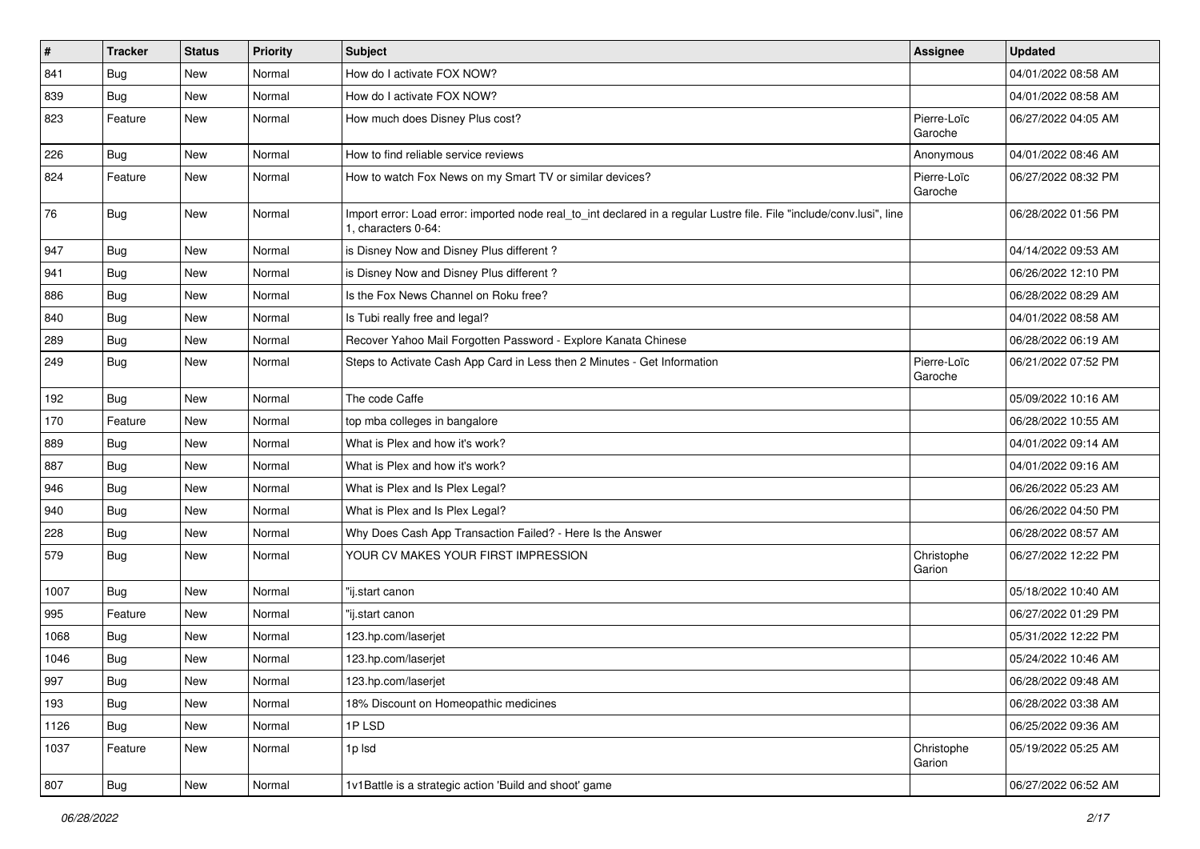| # | Tracker | Status | Priority | Subject | Assignee | Updated |
|---|---|---|---|---|---|---|
| 841 | Bug | New | Normal | How do I activate FOX NOW? | | 04/01/2022 08:58 AM |
| 839 | Bug | New | Normal | How do I activate FOX NOW? | | 04/01/2022 08:58 AM |
| 823 | Feature | New | Normal | How much does Disney Plus cost? | Pierre-Loïc Garoche | 06/27/2022 04:05 AM |
| 226 | Bug | New | Normal | How to find reliable service reviews | Anonymous | 04/01/2022 08:46 AM |
| 824 | Feature | New | Normal | How to watch Fox News on my Smart TV or similar devices? | Pierre-Loïc Garoche | 06/27/2022 08:32 PM |
| 76 | Bug | New | Normal | Import error: Load error: imported node real_to_int declared in a regular Lustre file. File "include/conv.lusi", line 1, characters 0-64: | | 06/28/2022 01:56 PM |
| 947 | Bug | New | Normal | is Disney Now and Disney Plus different ? | | 04/14/2022 09:53 AM |
| 941 | Bug | New | Normal | is Disney Now and Disney Plus different ? | | 06/26/2022 12:10 PM |
| 886 | Bug | New | Normal | Is the Fox News Channel on Roku free? | | 06/28/2022 08:29 AM |
| 840 | Bug | New | Normal | Is Tubi really free and legal? | | 04/01/2022 08:58 AM |
| 289 | Bug | New | Normal | Recover Yahoo Mail Forgotten Password - Explore Kanata Chinese | | 06/28/2022 06:19 AM |
| 249 | Bug | New | Normal | Steps to Activate Cash App Card in Less then 2 Minutes - Get Information | Pierre-Loïc Garoche | 06/21/2022 07:52 PM |
| 192 | Bug | New | Normal | The code Caffe | | 05/09/2022 10:16 AM |
| 170 | Feature | New | Normal | top mba colleges in bangalore | | 06/28/2022 10:55 AM |
| 889 | Bug | New | Normal | What is Plex and how it's work? | | 04/01/2022 09:14 AM |
| 887 | Bug | New | Normal | What is Plex and how it's work? | | 04/01/2022 09:16 AM |
| 946 | Bug | New | Normal | What is Plex and Is Plex Legal? | | 06/26/2022 05:23 AM |
| 940 | Bug | New | Normal | What is Plex and Is Plex Legal? | | 06/26/2022 04:50 PM |
| 228 | Bug | New | Normal | Why Does Cash App Transaction Failed? - Here Is the Answer | | 06/28/2022 08:57 AM |
| 579 | Bug | New | Normal | YOUR CV MAKES YOUR FIRST IMPRESSION | Christophe Garion | 06/27/2022 12:22 PM |
| 1007 | Bug | New | Normal | "ij.start canon | | 05/18/2022 10:40 AM |
| 995 | Feature | New | Normal | "ij.start canon | | 06/27/2022 01:29 PM |
| 1068 | Bug | New | Normal | 123.hp.com/laserjet | | 05/31/2022 12:22 PM |
| 1046 | Bug | New | Normal | 123.hp.com/laserjet | | 05/24/2022 10:46 AM |
| 997 | Bug | New | Normal | 123.hp.com/laserjet | | 06/28/2022 09:48 AM |
| 193 | Bug | New | Normal | 18% Discount on Homeopathic medicines | | 06/28/2022 03:38 AM |
| 1126 | Bug | New | Normal | 1P LSD | | 06/25/2022 09:36 AM |
| 1037 | Feature | New | Normal | 1p lsd | Christophe Garion | 05/19/2022 05:25 AM |
| 807 | Bug | New | Normal | 1v1Battle is a strategic action 'Build and shoot' game | | 06/27/2022 06:52 AM |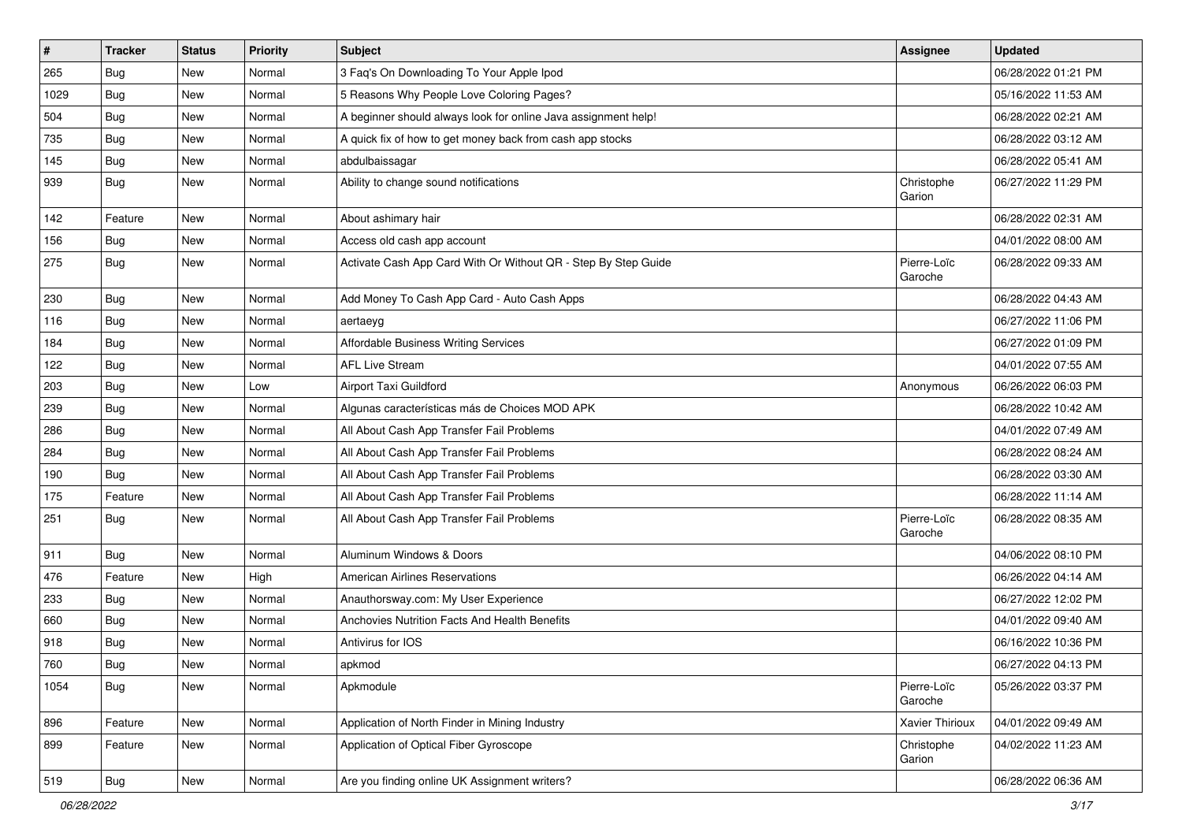| # | Tracker | Status | Priority | Subject | Assignee | Updated |
|---|---|---|---|---|---|---|
| 265 | Bug | New | Normal | 3 Faq's On Downloading To Your Apple Ipod | | 06/28/2022 01:21 PM |
| 1029 | Bug | New | Normal | 5 Reasons Why People Love Coloring Pages? | | 05/16/2022 11:53 AM |
| 504 | Bug | New | Normal | A beginner should always look for online Java assignment help! | | 06/28/2022 02:21 AM |
| 735 | Bug | New | Normal | A quick fix of how to get money back from cash app stocks | | 06/28/2022 03:12 AM |
| 145 | Bug | New | Normal | abdulbaissagar | | 06/28/2022 05:41 AM |
| 939 | Bug | New | Normal | Ability to change sound notifications | Christophe Garion | 06/27/2022 11:29 PM |
| 142 | Feature | New | Normal | About ashimary hair | | 06/28/2022 02:31 AM |
| 156 | Bug | New | Normal | Access old cash app account | | 04/01/2022 08:00 AM |
| 275 | Bug | New | Normal | Activate Cash App Card With Or Without QR - Step By Step Guide | Pierre-Loïc Garoche | 06/28/2022 09:33 AM |
| 230 | Bug | New | Normal | Add Money To Cash App Card - Auto Cash Apps | | 06/28/2022 04:43 AM |
| 116 | Bug | New | Normal | aertaeyg | | 06/27/2022 11:06 PM |
| 184 | Bug | New | Normal | Affordable Business Writing Services | | 06/27/2022 01:09 PM |
| 122 | Bug | New | Normal | AFL Live Stream | | 04/01/2022 07:55 AM |
| 203 | Bug | New | Low | Airport Taxi Guildford | Anonymous | 06/26/2022 06:03 PM |
| 239 | Bug | New | Normal | Algunas características más de Choices MOD APK | | 06/28/2022 10:42 AM |
| 286 | Bug | New | Normal | All About Cash App Transfer Fail Problems | | 04/01/2022 07:49 AM |
| 284 | Bug | New | Normal | All About Cash App Transfer Fail Problems | | 06/28/2022 08:24 AM |
| 190 | Bug | New | Normal | All About Cash App Transfer Fail Problems | | 06/28/2022 03:30 AM |
| 175 | Feature | New | Normal | All About Cash App Transfer Fail Problems | | 06/28/2022 11:14 AM |
| 251 | Bug | New | Normal | All About Cash App Transfer Fail Problems | Pierre-Loïc Garoche | 06/28/2022 08:35 AM |
| 911 | Bug | New | Normal | Aluminum Windows & Doors | | 04/06/2022 08:10 PM |
| 476 | Feature | New | High | American Airlines Reservations | | 06/26/2022 04:14 AM |
| 233 | Bug | New | Normal | Anauthorsway.com: My User Experience | | 06/27/2022 12:02 PM |
| 660 | Bug | New | Normal | Anchovies Nutrition Facts And Health Benefits | | 04/01/2022 09:40 AM |
| 918 | Bug | New | Normal | Antivirus for IOS | | 06/16/2022 10:36 PM |
| 760 | Bug | New | Normal | apkmod | | 06/27/2022 04:13 PM |
| 1054 | Bug | New | Normal | Apkmodule | Pierre-Loïc Garoche | 05/26/2022 03:37 PM |
| 896 | Feature | New | Normal | Application of North Finder in Mining Industry | Xavier Thirioux | 04/01/2022 09:49 AM |
| 899 | Feature | New | Normal | Application of Optical Fiber Gyroscope | Christophe Garion | 04/02/2022 11:23 AM |
| 519 | Bug | New | Normal | Are you finding online UK Assignment writers? | | 06/28/2022 06:36 AM |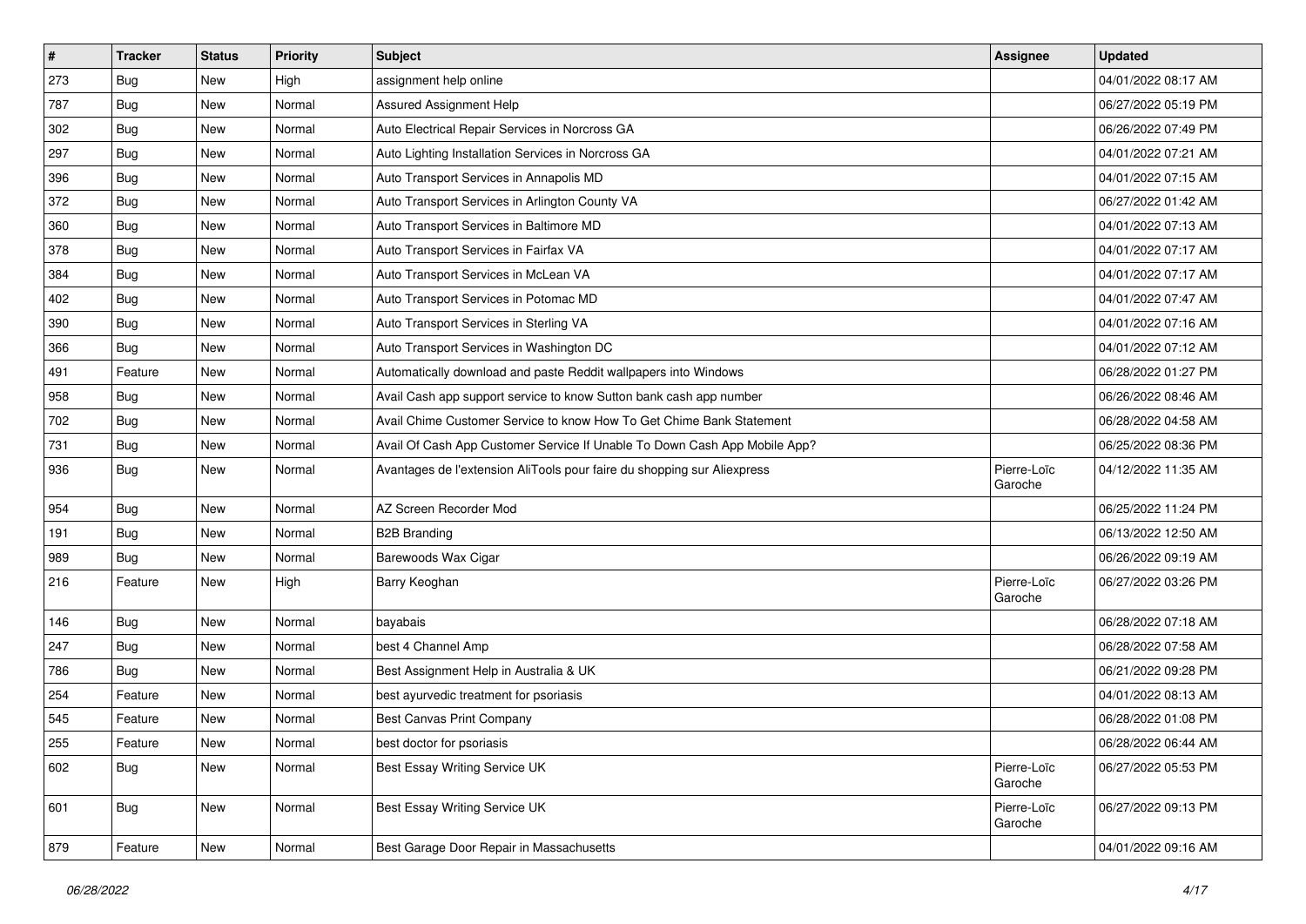| # | Tracker | Status | Priority | Subject | Assignee | Updated |
| --- | --- | --- | --- | --- | --- | --- |
| 273 | Bug | New | High | assignment help online | | 04/01/2022 08:17 AM |
| 787 | Bug | New | Normal | Assured Assignment Help | | 06/27/2022 05:19 PM |
| 302 | Bug | New | Normal | Auto Electrical Repair Services in Norcross GA | | 06/26/2022 07:49 PM |
| 297 | Bug | New | Normal | Auto Lighting Installation Services in Norcross GA | | 04/01/2022 07:21 AM |
| 396 | Bug | New | Normal | Auto Transport Services in Annapolis MD | | 04/01/2022 07:15 AM |
| 372 | Bug | New | Normal | Auto Transport Services in Arlington County VA | | 06/27/2022 01:42 AM |
| 360 | Bug | New | Normal | Auto Transport Services in Baltimore MD | | 04/01/2022 07:13 AM |
| 378 | Bug | New | Normal | Auto Transport Services in Fairfax VA | | 04/01/2022 07:17 AM |
| 384 | Bug | New | Normal | Auto Transport Services in McLean VA | | 04/01/2022 07:17 AM |
| 402 | Bug | New | Normal | Auto Transport Services in Potomac MD | | 04/01/2022 07:47 AM |
| 390 | Bug | New | Normal | Auto Transport Services in Sterling VA | | 04/01/2022 07:16 AM |
| 366 | Bug | New | Normal | Auto Transport Services in Washington DC | | 04/01/2022 07:12 AM |
| 491 | Feature | New | Normal | Automatically download and paste Reddit wallpapers into Windows | | 06/28/2022 01:27 PM |
| 958 | Bug | New | Normal | Avail Cash app support service to know Sutton bank cash app number | | 06/26/2022 08:46 AM |
| 702 | Bug | New | Normal | Avail Chime Customer Service to know How To Get Chime Bank Statement | | 06/28/2022 04:58 AM |
| 731 | Bug | New | Normal | Avail Of Cash App Customer Service If Unable To Down Cash App Mobile App? | | 06/25/2022 08:36 PM |
| 936 | Bug | New | Normal | Avantages de l'extension AliTools pour faire du shopping sur Aliexpress | Pierre-Loïc Garoche | 04/12/2022 11:35 AM |
| 954 | Bug | New | Normal | AZ Screen Recorder Mod | | 06/25/2022 11:24 PM |
| 191 | Bug | New | Normal | B2B Branding | | 06/13/2022 12:50 AM |
| 989 | Bug | New | Normal | Barewoods Wax Cigar | | 06/26/2022 09:19 AM |
| 216 | Feature | New | High | Barry Keoghan | Pierre-Loïc Garoche | 06/27/2022 03:26 PM |
| 146 | Bug | New | Normal | bayabais | | 06/28/2022 07:18 AM |
| 247 | Bug | New | Normal | best 4 Channel Amp | | 06/28/2022 07:58 AM |
| 786 | Bug | New | Normal | Best Assignment Help in Australia & UK | | 06/21/2022 09:28 PM |
| 254 | Feature | New | Normal | best ayurvedic treatment for psoriasis | | 04/01/2022 08:13 AM |
| 545 | Feature | New | Normal | Best Canvas Print Company | | 06/28/2022 01:08 PM |
| 255 | Feature | New | Normal | best doctor for psoriasis | | 06/28/2022 06:44 AM |
| 602 | Bug | New | Normal | Best Essay Writing Service UK | Pierre-Loïc Garoche | 06/27/2022 05:53 PM |
| 601 | Bug | New | Normal | Best Essay Writing Service UK | Pierre-Loïc Garoche | 06/27/2022 09:13 PM |
| 879 | Feature | New | Normal | Best Garage Door Repair in Massachusetts | | 04/01/2022 09:16 AM |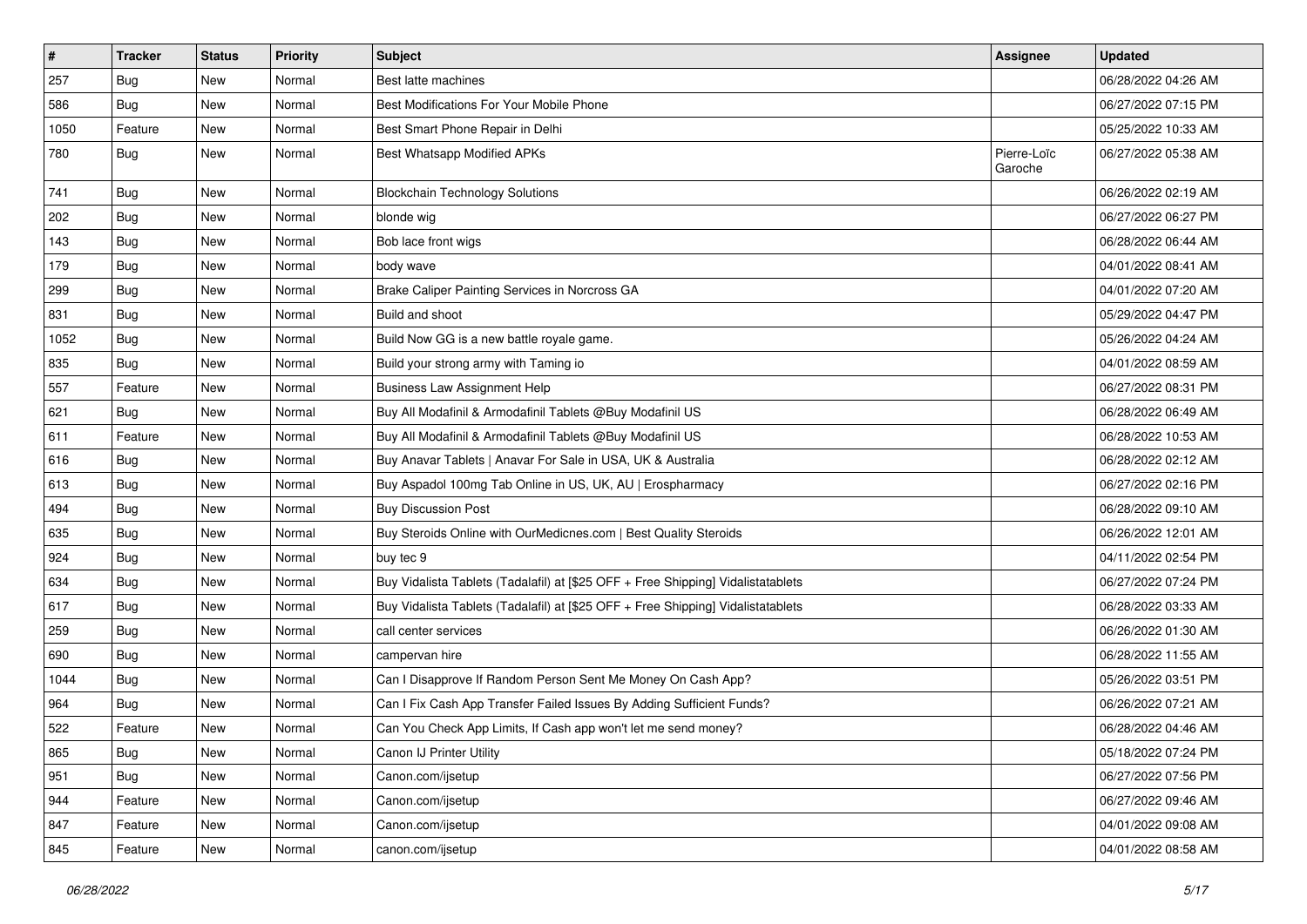| # | Tracker | Status | Priority | Subject | Assignee | Updated |
|---|---|---|---|---|---|---|
| 257 | Bug | New | Normal | Best latte machines | | 06/28/2022 04:26 AM |
| 586 | Bug | New | Normal | Best Modifications For Your Mobile Phone | | 06/27/2022 07:15 PM |
| 1050 | Feature | New | Normal | Best Smart Phone Repair in Delhi | | 05/25/2022 10:33 AM |
| 780 | Bug | New | Normal | Best Whatsapp Modified APKs | Pierre-Loïc Garoche | 06/27/2022 05:38 AM |
| 741 | Bug | New | Normal | Blockchain Technology Solutions | | 06/26/2022 02:19 AM |
| 202 | Bug | New | Normal | blonde wig | | 06/27/2022 06:27 PM |
| 143 | Bug | New | Normal | Bob lace front wigs | | 06/28/2022 06:44 AM |
| 179 | Bug | New | Normal | body wave | | 04/01/2022 08:41 AM |
| 299 | Bug | New | Normal | Brake Caliper Painting Services in Norcross GA | | 04/01/2022 07:20 AM |
| 831 | Bug | New | Normal | Build and shoot | | 05/29/2022 04:47 PM |
| 1052 | Bug | New | Normal | Build Now GG is a new battle royale game. | | 05/26/2022 04:24 AM |
| 835 | Bug | New | Normal | Build your strong army with Taming io | | 04/01/2022 08:59 AM |
| 557 | Feature | New | Normal | Business Law Assignment Help | | 06/27/2022 08:31 PM |
| 621 | Bug | New | Normal | Buy All Modafinil & Armodafinil Tablets @Buy Modafinil US | | 06/28/2022 06:49 AM |
| 611 | Feature | New | Normal | Buy All Modafinil & Armodafinil Tablets @Buy Modafinil US | | 06/28/2022 10:53 AM |
| 616 | Bug | New | Normal | Buy Anavar Tablets \| Anavar For Sale in USA, UK & Australia | | 06/28/2022 02:12 AM |
| 613 | Bug | New | Normal | Buy Aspadol 100mg Tab Online in US, UK, AU \| Erospharmacy | | 06/27/2022 02:16 PM |
| 494 | Bug | New | Normal | Buy Discussion Post | | 06/28/2022 09:10 AM |
| 635 | Bug | New | Normal | Buy Steroids Online with OurMedicnes.com \| Best Quality Steroids | | 06/26/2022 12:01 AM |
| 924 | Bug | New | Normal | buy tec 9 | | 04/11/2022 02:54 PM |
| 634 | Bug | New | Normal | Buy Vidalista Tablets (Tadalafil) at [$25 OFF + Free Shipping] Vidalistatablets | | 06/27/2022 07:24 PM |
| 617 | Bug | New | Normal | Buy Vidalista Tablets (Tadalafil) at [$25 OFF + Free Shipping] Vidalistatablets | | 06/28/2022 03:33 AM |
| 259 | Bug | New | Normal | call center services | | 06/26/2022 01:30 AM |
| 690 | Bug | New | Normal | campervan hire | | 06/28/2022 11:55 AM |
| 1044 | Bug | New | Normal | Can I Disapprove If Random Person Sent Me Money On Cash App? | | 05/26/2022 03:51 PM |
| 964 | Bug | New | Normal | Can I Fix Cash App Transfer Failed Issues By Adding Sufficient Funds? | | 06/26/2022 07:21 AM |
| 522 | Feature | New | Normal | Can You Check App Limits, If Cash app won't let me send money? | | 06/28/2022 04:46 AM |
| 865 | Bug | New | Normal | Canon IJ Printer Utility | | 05/18/2022 07:24 PM |
| 951 | Bug | New | Normal | Canon.com/ijsetup | | 06/27/2022 07:56 PM |
| 944 | Feature | New | Normal | Canon.com/ijsetup | | 06/27/2022 09:46 AM |
| 847 | Feature | New | Normal | Canon.com/ijsetup | | 04/01/2022 09:08 AM |
| 845 | Feature | New | Normal | canon.com/ijsetup | | 04/01/2022 08:58 AM |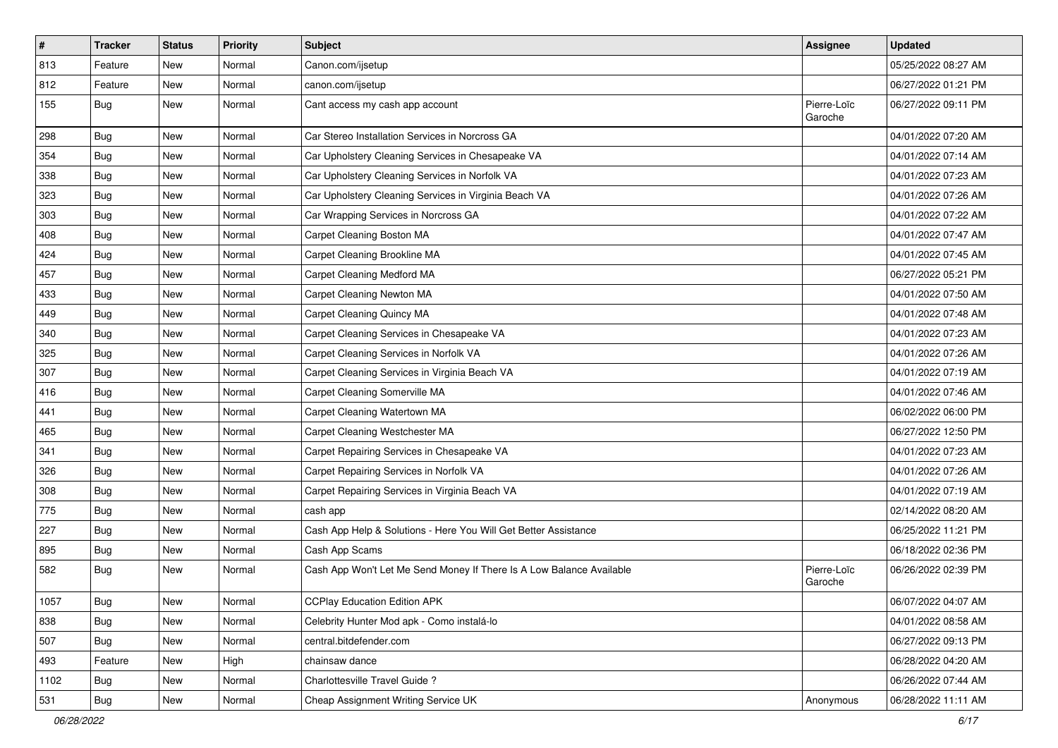| # | Tracker | Status | Priority | Subject | Assignee | Updated |
|---|---|---|---|---|---|---|
| 813 | Feature | New | Normal | Canon.com/ijsetup | | 05/25/2022 08:27 AM |
| 812 | Feature | New | Normal | canon.com/ijsetup | | 06/27/2022 01:21 PM |
| 155 | Bug | New | Normal | Cant access my cash app account | Pierre-Loïc Garoche | 06/27/2022 09:11 PM |
| 298 | Bug | New | Normal | Car Stereo Installation Services in Norcross GA | | 04/01/2022 07:20 AM |
| 354 | Bug | New | Normal | Car Upholstery Cleaning Services in Chesapeake VA | | 04/01/2022 07:14 AM |
| 338 | Bug | New | Normal | Car Upholstery Cleaning Services in Norfolk VA | | 04/01/2022 07:23 AM |
| 323 | Bug | New | Normal | Car Upholstery Cleaning Services in Virginia Beach VA | | 04/01/2022 07:26 AM |
| 303 | Bug | New | Normal | Car Wrapping Services in Norcross GA | | 04/01/2022 07:22 AM |
| 408 | Bug | New | Normal | Carpet Cleaning Boston MA | | 04/01/2022 07:47 AM |
| 424 | Bug | New | Normal | Carpet Cleaning Brookline MA | | 04/01/2022 07:45 AM |
| 457 | Bug | New | Normal | Carpet Cleaning Medford MA | | 06/27/2022 05:21 PM |
| 433 | Bug | New | Normal | Carpet Cleaning Newton MA | | 04/01/2022 07:50 AM |
| 449 | Bug | New | Normal | Carpet Cleaning Quincy MA | | 04/01/2022 07:48 AM |
| 340 | Bug | New | Normal | Carpet Cleaning Services in Chesapeake VA | | 04/01/2022 07:23 AM |
| 325 | Bug | New | Normal | Carpet Cleaning Services in Norfolk VA | | 04/01/2022 07:26 AM |
| 307 | Bug | New | Normal | Carpet Cleaning Services in Virginia Beach VA | | 04/01/2022 07:19 AM |
| 416 | Bug | New | Normal | Carpet Cleaning Somerville MA | | 04/01/2022 07:46 AM |
| 441 | Bug | New | Normal | Carpet Cleaning Watertown MA | | 06/02/2022 06:00 PM |
| 465 | Bug | New | Normal | Carpet Cleaning Westchester MA | | 06/27/2022 12:50 PM |
| 341 | Bug | New | Normal | Carpet Repairing Services in Chesapeake VA | | 04/01/2022 07:23 AM |
| 326 | Bug | New | Normal | Carpet Repairing Services in Norfolk VA | | 04/01/2022 07:26 AM |
| 308 | Bug | New | Normal | Carpet Repairing Services in Virginia Beach VA | | 04/01/2022 07:19 AM |
| 775 | Bug | New | Normal | cash app | | 02/14/2022 08:20 AM |
| 227 | Bug | New | Normal | Cash App Help & Solutions - Here You Will Get Better Assistance | | 06/25/2022 11:21 PM |
| 895 | Bug | New | Normal | Cash App Scams | | 06/18/2022 02:36 PM |
| 582 | Bug | New | Normal | Cash App Won't Let Me Send Money If There Is A Low Balance Available | Pierre-Loïc Garoche | 06/26/2022 02:39 PM |
| 1057 | Bug | New | Normal | CCPlay Education Edition APK | | 06/07/2022 04:07 AM |
| 838 | Bug | New | Normal | Celebrity Hunter Mod apk - Como instalá-lo | | 04/01/2022 08:58 AM |
| 507 | Bug | New | Normal | central.bitdefender.com | | 06/27/2022 09:13 PM |
| 493 | Feature | New | High | chainsaw dance | | 06/28/2022 04:20 AM |
| 1102 | Bug | New | Normal | Charlottesville Travel Guide ? | | 06/26/2022 07:44 AM |
| 531 | Bug | New | Normal | Cheap Assignment Writing Service UK | Anonymous | 06/28/2022 11:11 AM |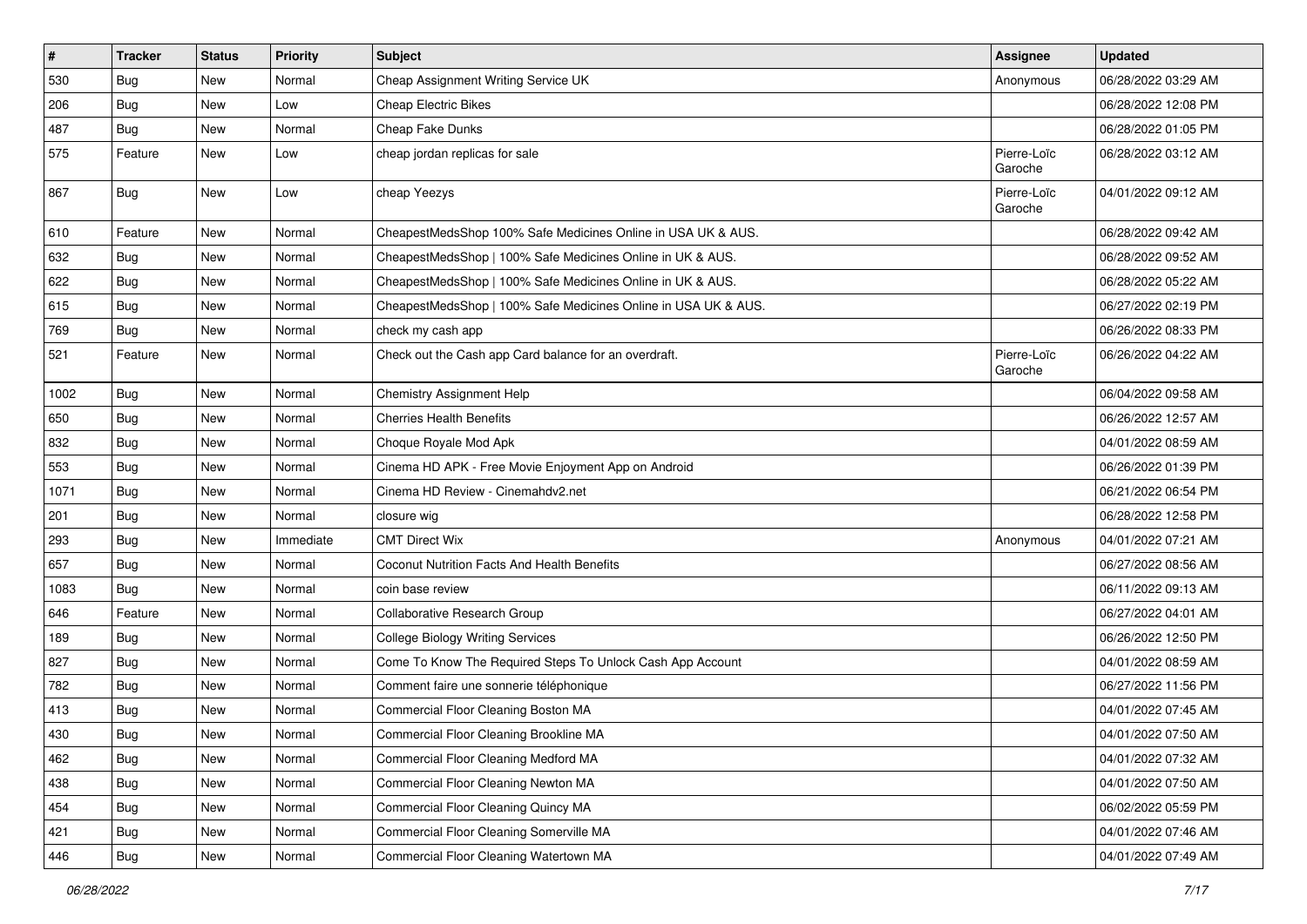| # | Tracker | Status | Priority | Subject | Assignee | Updated |
|---|---|---|---|---|---|---|
| 530 | Bug | New | Normal | Cheap Assignment Writing Service UK | Anonymous | 06/28/2022 03:29 AM |
| 206 | Bug | New | Low | Cheap Electric Bikes | | 06/28/2022 12:08 PM |
| 487 | Bug | New | Normal | Cheap Fake Dunks | | 06/28/2022 01:05 PM |
| 575 | Feature | New | Low | cheap jordan replicas for sale | Pierre-Loïc Garoche | 06/28/2022 03:12 AM |
| 867 | Bug | New | Low | cheap Yeezys | Pierre-Loïc Garoche | 04/01/2022 09:12 AM |
| 610 | Feature | New | Normal | CheapestMedsShop 100% Safe Medicines Online in USA UK & AUS. | | 06/28/2022 09:42 AM |
| 632 | Bug | New | Normal | CheapestMedsShop \| 100% Safe Medicines Online in UK & AUS. | | 06/28/2022 09:52 AM |
| 622 | Bug | New | Normal | CheapestMedsShop \| 100% Safe Medicines Online in UK & AUS. | | 06/28/2022 05:22 AM |
| 615 | Bug | New | Normal | CheapestMedsShop \| 100% Safe Medicines Online in USA UK & AUS. | | 06/27/2022 02:19 PM |
| 769 | Bug | New | Normal | check my cash app | | 06/26/2022 08:33 PM |
| 521 | Feature | New | Normal | Check out the Cash app Card balance for an overdraft. | Pierre-Loïc Garoche | 06/26/2022 04:22 AM |
| 1002 | Bug | New | Normal | Chemistry Assignment Help | | 06/04/2022 09:58 AM |
| 650 | Bug | New | Normal | Cherries Health Benefits | | 06/26/2022 12:57 AM |
| 832 | Bug | New | Normal | Choque Royale Mod Apk | | 04/01/2022 08:59 AM |
| 553 | Bug | New | Normal | Cinema HD APK - Free Movie Enjoyment App on Android | | 06/26/2022 01:39 PM |
| 1071 | Bug | New | Normal | Cinema HD Review - Cinemahdv2.net | | 06/21/2022 06:54 PM |
| 201 | Bug | New | Normal | closure wig | | 06/28/2022 12:58 PM |
| 293 | Bug | New | Immediate | CMT Direct Wix | Anonymous | 04/01/2022 07:21 AM |
| 657 | Bug | New | Normal | Coconut Nutrition Facts And Health Benefits | | 06/27/2022 08:56 AM |
| 1083 | Bug | New | Normal | coin base review | | 06/11/2022 09:13 AM |
| 646 | Feature | New | Normal | Collaborative Research Group | | 06/27/2022 04:01 AM |
| 189 | Bug | New | Normal | College Biology Writing Services | | 06/26/2022 12:50 PM |
| 827 | Bug | New | Normal | Come To Know The Required Steps To Unlock Cash App Account | | 04/01/2022 08:59 AM |
| 782 | Bug | New | Normal | Comment faire une sonnerie téléphonique | | 06/27/2022 11:56 PM |
| 413 | Bug | New | Normal | Commercial Floor Cleaning Boston MA | | 04/01/2022 07:45 AM |
| 430 | Bug | New | Normal | Commercial Floor Cleaning Brookline MA | | 04/01/2022 07:50 AM |
| 462 | Bug | New | Normal | Commercial Floor Cleaning Medford MA | | 04/01/2022 07:32 AM |
| 438 | Bug | New | Normal | Commercial Floor Cleaning Newton MA | | 04/01/2022 07:50 AM |
| 454 | Bug | New | Normal | Commercial Floor Cleaning Quincy MA | | 06/02/2022 05:59 PM |
| 421 | Bug | New | Normal | Commercial Floor Cleaning Somerville MA | | 04/01/2022 07:46 AM |
| 446 | Bug | New | Normal | Commercial Floor Cleaning Watertown MA | | 04/01/2022 07:49 AM |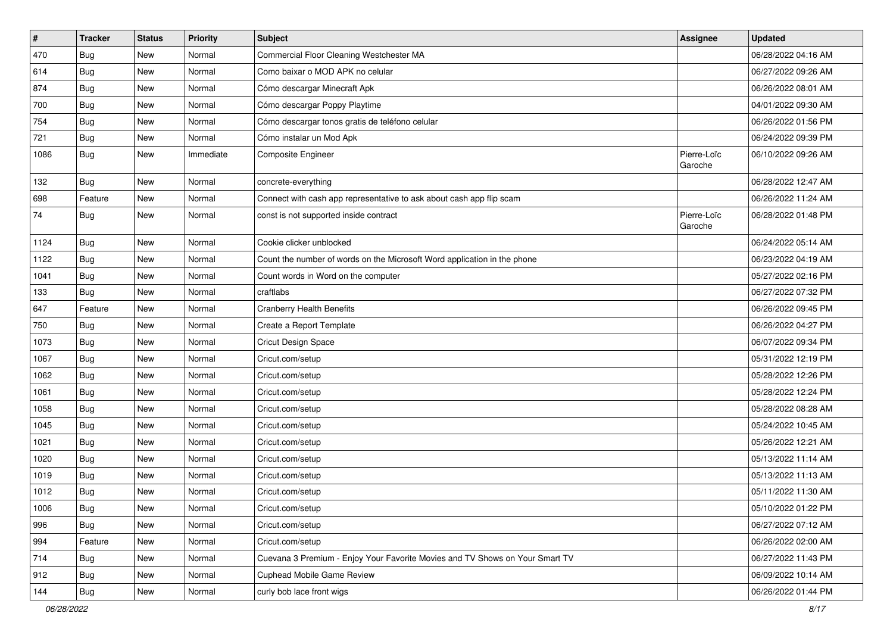| # | Tracker | Status | Priority | Subject | Assignee | Updated |
|---|---|---|---|---|---|---|
| 470 | Bug | New | Normal | Commercial Floor Cleaning Westchester MA | | 06/28/2022 04:16 AM |
| 614 | Bug | New | Normal | Como baixar o MOD APK no celular | | 06/27/2022 09:26 AM |
| 874 | Bug | New | Normal | Cómo descargar Minecraft Apk | | 06/26/2022 08:01 AM |
| 700 | Bug | New | Normal | Cómo descargar Poppy Playtime | | 04/01/2022 09:30 AM |
| 754 | Bug | New | Normal | Cómo descargar tonos gratis de teléfono celular | | 06/26/2022 01:56 PM |
| 721 | Bug | New | Normal | Cómo instalar un Mod Apk | | 06/24/2022 09:39 PM |
| 1086 | Bug | New | Immediate | Composite Engineer | Pierre-Loïc Garoche | 06/10/2022 09:26 AM |
| 132 | Bug | New | Normal | concrete-everything | | 06/28/2022 12:47 AM |
| 698 | Feature | New | Normal | Connect with cash app representative to ask about cash app flip scam | | 06/26/2022 11:24 AM |
| 74 | Bug | New | Normal | const is not supported inside contract | Pierre-Loïc Garoche | 06/28/2022 01:48 PM |
| 1124 | Bug | New | Normal | Cookie clicker unblocked | | 06/24/2022 05:14 AM |
| 1122 | Bug | New | Normal | Count the number of words on the Microsoft Word application in the phone | | 06/23/2022 04:19 AM |
| 1041 | Bug | New | Normal | Count words in Word on the computer | | 05/27/2022 02:16 PM |
| 133 | Bug | New | Normal | craftlabs | | 06/27/2022 07:32 PM |
| 647 | Feature | New | Normal | Cranberry Health Benefits | | 06/26/2022 09:45 PM |
| 750 | Bug | New | Normal | Create a Report Template | | 06/26/2022 04:27 PM |
| 1073 | Bug | New | Normal | Cricut Design Space | | 06/07/2022 09:34 PM |
| 1067 | Bug | New | Normal | Cricut.com/setup | | 05/31/2022 12:19 PM |
| 1062 | Bug | New | Normal | Cricut.com/setup | | 05/28/2022 12:26 PM |
| 1061 | Bug | New | Normal | Cricut.com/setup | | 05/28/2022 12:24 PM |
| 1058 | Bug | New | Normal | Cricut.com/setup | | 05/28/2022 08:28 AM |
| 1045 | Bug | New | Normal | Cricut.com/setup | | 05/24/2022 10:45 AM |
| 1021 | Bug | New | Normal | Cricut.com/setup | | 05/26/2022 12:21 AM |
| 1020 | Bug | New | Normal | Cricut.com/setup | | 05/13/2022 11:14 AM |
| 1019 | Bug | New | Normal | Cricut.com/setup | | 05/13/2022 11:13 AM |
| 1012 | Bug | New | Normal | Cricut.com/setup | | 05/11/2022 11:30 AM |
| 1006 | Bug | New | Normal | Cricut.com/setup | | 05/10/2022 01:22 PM |
| 996 | Bug | New | Normal | Cricut.com/setup | | 06/27/2022 07:12 AM |
| 994 | Feature | New | Normal | Cricut.com/setup | | 06/26/2022 02:00 AM |
| 714 | Bug | New | Normal | Cuevana 3 Premium - Enjoy Your Favorite Movies and TV Shows on Your Smart TV | | 06/27/2022 11:43 PM |
| 912 | Bug | New | Normal | Cuphead Mobile Game Review | | 06/09/2022 10:14 AM |
| 144 | Bug | New | Normal | curly bob lace front wigs | | 06/26/2022 01:44 PM |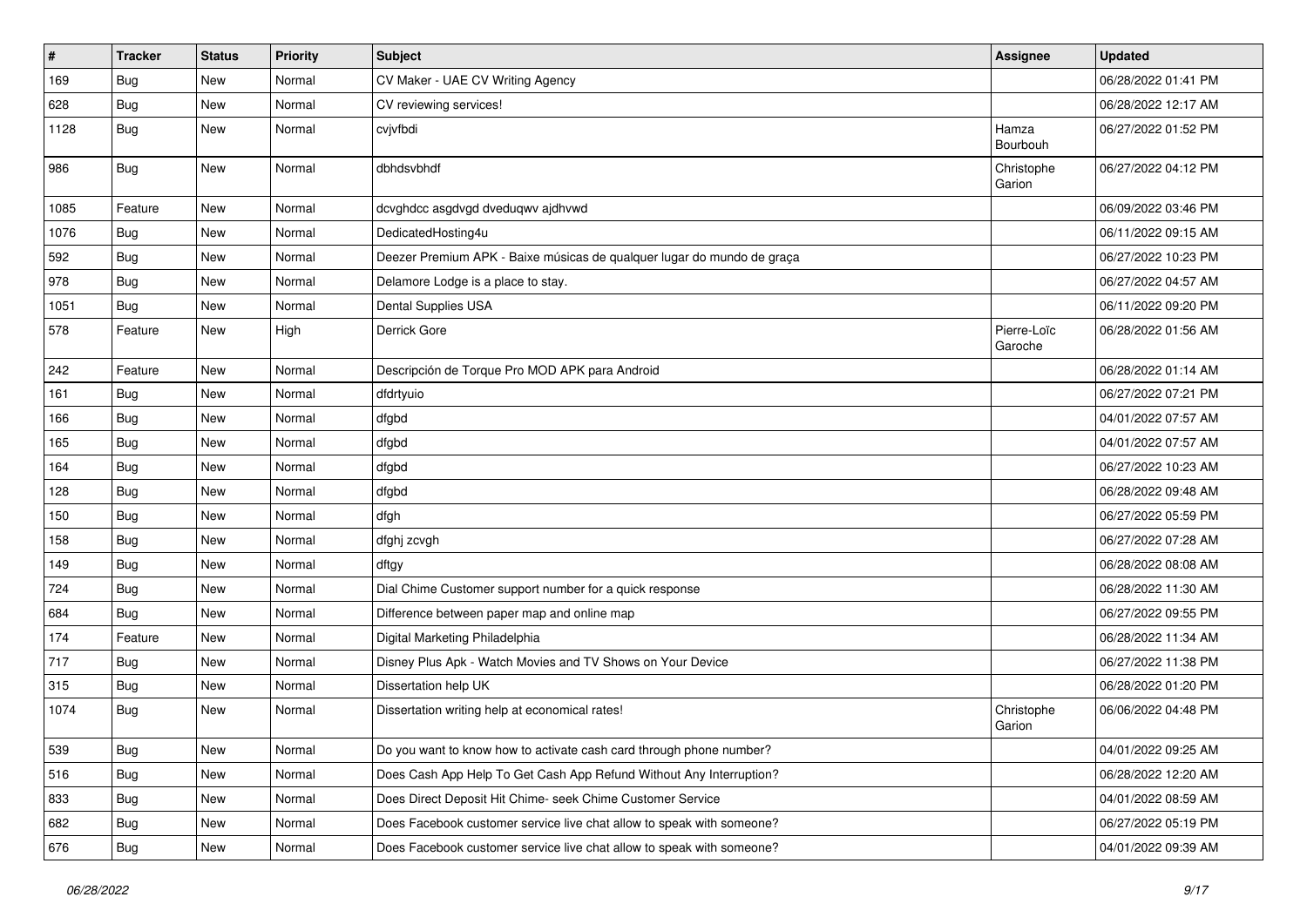| # | Tracker | Status | Priority | Subject | Assignee | Updated |
|---|---|---|---|---|---|---|
| 169 | Bug | New | Normal | CV Maker - UAE CV Writing Agency | | 06/28/2022 01:41 PM |
| 628 | Bug | New | Normal | CV reviewing services! | | 06/28/2022 12:17 AM |
| 1128 | Bug | New | Normal | cvjvfbdi | Hamza Bourbouh | 06/27/2022 01:52 PM |
| 986 | Bug | New | Normal | dbhdsvbhdf | Christophe Garion | 06/27/2022 04:12 PM |
| 1085 | Feature | New | Normal | dcvghdcc asgdvgd dveduqwv ajdhvwd | | 06/09/2022 03:46 PM |
| 1076 | Bug | New | Normal | DedicatedHosting4u | | 06/11/2022 09:15 AM |
| 592 | Bug | New | Normal | Deezer Premium APK - Baixe músicas de qualquer lugar do mundo de graça | | 06/27/2022 10:23 PM |
| 978 | Bug | New | Normal | Delamore Lodge is a place to stay. | | 06/27/2022 04:57 AM |
| 1051 | Bug | New | Normal | Dental Supplies USA | | 06/11/2022 09:20 PM |
| 578 | Feature | New | High | Derrick Gore | Pierre-Loïc Garoche | 06/28/2022 01:56 AM |
| 242 | Feature | New | Normal | Descripción de Torque Pro MOD APK para Android | | 06/28/2022 01:14 AM |
| 161 | Bug | New | Normal | dfdrtyuio | | 06/27/2022 07:21 PM |
| 166 | Bug | New | Normal | dfgbd | | 04/01/2022 07:57 AM |
| 165 | Bug | New | Normal | dfgbd | | 04/01/2022 07:57 AM |
| 164 | Bug | New | Normal | dfgbd | | 06/27/2022 10:23 AM |
| 128 | Bug | New | Normal | dfgbd | | 06/28/2022 09:48 AM |
| 150 | Bug | New | Normal | dfgh | | 06/27/2022 05:59 PM |
| 158 | Bug | New | Normal | dfghj zcvgh | | 06/27/2022 07:28 AM |
| 149 | Bug | New | Normal | dftgy | | 06/28/2022 08:08 AM |
| 724 | Bug | New | Normal | Dial Chime Customer support number for a quick response | | 06/28/2022 11:30 AM |
| 684 | Bug | New | Normal | Difference between paper map and online map | | 06/27/2022 09:55 PM |
| 174 | Feature | New | Normal | Digital Marketing Philadelphia | | 06/28/2022 11:34 AM |
| 717 | Bug | New | Normal | Disney Plus Apk - Watch Movies and TV Shows on Your Device | | 06/27/2022 11:38 PM |
| 315 | Bug | New | Normal | Dissertation help UK | | 06/28/2022 01:20 PM |
| 1074 | Bug | New | Normal | Dissertation writing help at economical rates! | Christophe Garion | 06/06/2022 04:48 PM |
| 539 | Bug | New | Normal | Do you want to know how to activate cash card through phone number? | | 04/01/2022 09:25 AM |
| 516 | Bug | New | Normal | Does Cash App Help To Get Cash App Refund Without Any Interruption? | | 06/28/2022 12:20 AM |
| 833 | Bug | New | Normal | Does Direct Deposit Hit Chime- seek Chime Customer Service | | 04/01/2022 08:59 AM |
| 682 | Bug | New | Normal | Does Facebook customer service live chat allow to speak with someone? | | 06/27/2022 05:19 PM |
| 676 | Bug | New | Normal | Does Facebook customer service live chat allow to speak with someone? | | 04/01/2022 09:39 AM |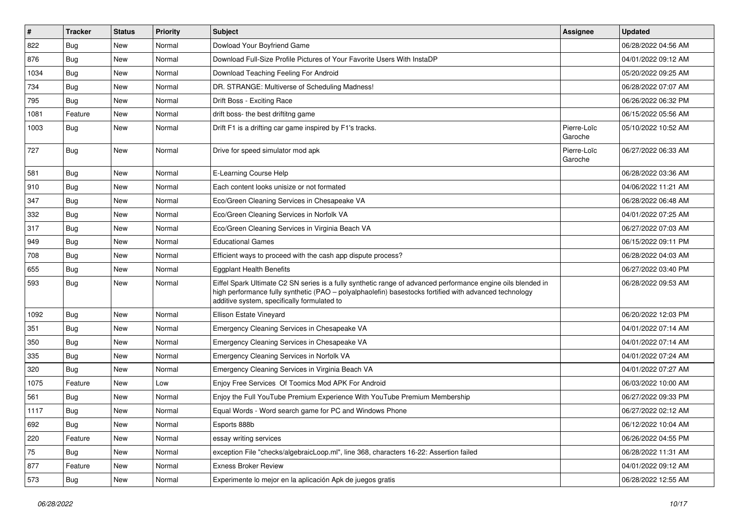| # | Tracker | Status | Priority | Subject | Assignee | Updated |
|---|---|---|---|---|---|---|
| 822 | Bug | New | Normal | Dowload Your Boyfriend Game | | 06/28/2022 04:56 AM |
| 876 | Bug | New | Normal | Download Full-Size Profile Pictures of Your Favorite Users With InstaDP | | 04/01/2022 09:12 AM |
| 1034 | Bug | New | Normal | Download Teaching Feeling For Android | | 05/20/2022 09:25 AM |
| 734 | Bug | New | Normal | DR. STRANGE: Multiverse of Scheduling Madness! | | 06/28/2022 07:07 AM |
| 795 | Bug | New | Normal | Drift Boss - Exciting Race | | 06/26/2022 06:32 PM |
| 1081 | Feature | New | Normal | drift boss- the best driftitng game | | 06/15/2022 05:56 AM |
| 1003 | Bug | New | Normal | Drift F1 is a drifting car game inspired by F1's tracks. | Pierre-Loïc Garoche | 05/10/2022 10:52 AM |
| 727 | Bug | New | Normal | Drive for speed simulator mod apk | Pierre-Loïc Garoche | 06/27/2022 06:33 AM |
| 581 | Bug | New | Normal | E-Learning Course Help | | 06/28/2022 03:36 AM |
| 910 | Bug | New | Normal | Each content looks unisize or not formated | | 04/06/2022 11:21 AM |
| 347 | Bug | New | Normal | Eco/Green Cleaning Services in Chesapeake VA | | 06/28/2022 06:48 AM |
| 332 | Bug | New | Normal | Eco/Green Cleaning Services in Norfolk VA | | 04/01/2022 07:25 AM |
| 317 | Bug | New | Normal | Eco/Green Cleaning Services in Virginia Beach VA | | 06/27/2022 07:03 AM |
| 949 | Bug | New | Normal | Educational Games | | 06/15/2022 09:11 PM |
| 708 | Bug | New | Normal | Efficient ways to proceed with the cash app dispute process? | | 06/28/2022 04:03 AM |
| 655 | Bug | New | Normal | Eggplant Health Benefits | | 06/27/2022 03:40 PM |
| 593 | Bug | New | Normal | Eiffel Spark Ultimate C2 SN series is a fully synthetic range of advanced performance engine oils blended in high performance fully synthetic (PAO – polyalphaolefin) basestocks fortified with advanced technology additive system, specifically formulated to | | 06/28/2022 09:53 AM |
| 1092 | Bug | New | Normal | Ellison Estate Vineyard | | 06/20/2022 12:03 PM |
| 351 | Bug | New | Normal | Emergency Cleaning Services in Chesapeake VA | | 04/01/2022 07:14 AM |
| 350 | Bug | New | Normal | Emergency Cleaning Services in Chesapeake VA | | 04/01/2022 07:14 AM |
| 335 | Bug | New | Normal | Emergency Cleaning Services in Norfolk VA | | 04/01/2022 07:24 AM |
| 320 | Bug | New | Normal | Emergency Cleaning Services in Virginia Beach VA | | 04/01/2022 07:27 AM |
| 1075 | Feature | New | Low | Enjoy Free Services Of Toomics Mod APK For Android | | 06/03/2022 10:00 AM |
| 561 | Bug | New | Normal | Enjoy the Full YouTube Premium Experience With YouTube Premium Membership | | 06/27/2022 09:33 PM |
| 1117 | Bug | New | Normal | Equal Words - Word search game for PC and Windows Phone | | 06/27/2022 02:12 AM |
| 692 | Bug | New | Normal | Esports 888b | | 06/12/2022 10:04 AM |
| 220 | Feature | New | Normal | essay writing services | | 06/26/2022 04:55 PM |
| 75 | Bug | New | Normal | exception File "checks/algebraicLoop.ml", line 368, characters 16-22: Assertion failed | | 06/28/2022 11:31 AM |
| 877 | Feature | New | Normal | Exness Broker Review | | 04/01/2022 09:12 AM |
| 573 | Bug | New | Normal | Experimente lo mejor en la aplicación Apk de juegos gratis | | 06/28/2022 12:55 AM |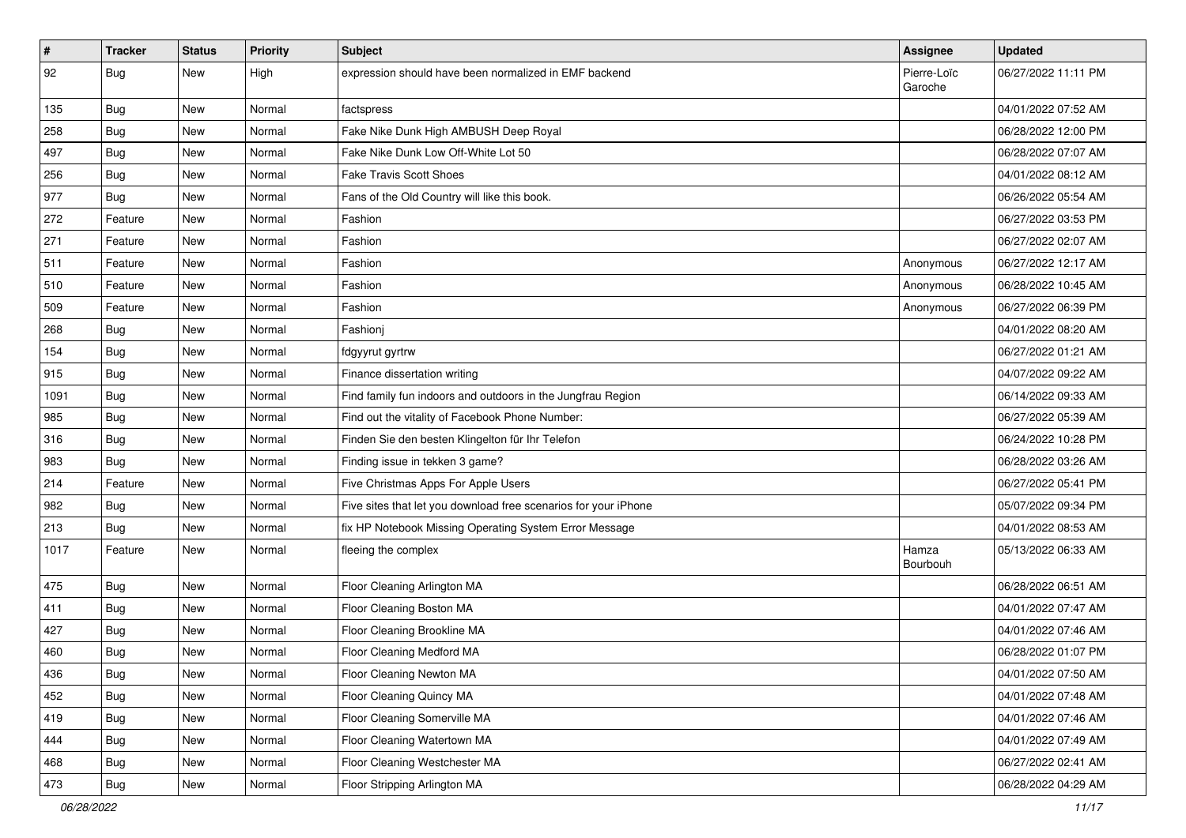| # | Tracker | Status | Priority | Subject | Assignee | Updated |
|---|---|---|---|---|---|---|
| 92 | Bug | New | High | expression should have been normalized in EMF backend | Pierre-Loïc Garoche | 06/27/2022 11:11 PM |
| 135 | Bug | New | Normal | factspress | | 04/01/2022 07:52 AM |
| 258 | Bug | New | Normal | Fake Nike Dunk High AMBUSH Deep Royal | | 06/28/2022 12:00 PM |
| 497 | Bug | New | Normal | Fake Nike Dunk Low Off-White Lot 50 | | 06/28/2022 07:07 AM |
| 256 | Bug | New | Normal | Fake Travis Scott Shoes | | 04/01/2022 08:12 AM |
| 977 | Bug | New | Normal | Fans of the Old Country will like this book. | | 06/26/2022 05:54 AM |
| 272 | Feature | New | Normal | Fashion | | 06/27/2022 03:53 PM |
| 271 | Feature | New | Normal | Fashion | | 06/27/2022 02:07 AM |
| 511 | Feature | New | Normal | Fashion | Anonymous | 06/27/2022 12:17 AM |
| 510 | Feature | New | Normal | Fashion | Anonymous | 06/28/2022 10:45 AM |
| 509 | Feature | New | Normal | Fashion | Anonymous | 06/27/2022 06:39 PM |
| 268 | Bug | New | Normal | Fashionj | | 04/01/2022 08:20 AM |
| 154 | Bug | New | Normal | fdgyyrut gyrtrw | | 06/27/2022 01:21 AM |
| 915 | Bug | New | Normal | Finance dissertation writing | | 04/07/2022 09:22 AM |
| 1091 | Bug | New | Normal | Find family fun indoors and outdoors in the Jungfrau Region | | 06/14/2022 09:33 AM |
| 985 | Bug | New | Normal | Find out the vitality of Facebook Phone Number: | | 06/27/2022 05:39 AM |
| 316 | Bug | New | Normal | Finden Sie den besten Klingelton für Ihr Telefon | | 06/24/2022 10:28 PM |
| 983 | Bug | New | Normal | Finding issue in tekken 3 game? | | 06/28/2022 03:26 AM |
| 214 | Feature | New | Normal | Five Christmas Apps For Apple Users | | 06/27/2022 05:41 PM |
| 982 | Bug | New | Normal | Five sites that let you download free scenarios for your iPhone | | 05/07/2022 09:34 PM |
| 213 | Bug | New | Normal | fix HP Notebook Missing Operating System Error Message | | 04/01/2022 08:53 AM |
| 1017 | Feature | New | Normal | fleeing the complex | Hamza Bourbouh | 05/13/2022 06:33 AM |
| 475 | Bug | New | Normal | Floor Cleaning Arlington MA | | 06/28/2022 06:51 AM |
| 411 | Bug | New | Normal | Floor Cleaning Boston MA | | 04/01/2022 07:47 AM |
| 427 | Bug | New | Normal | Floor Cleaning Brookline MA | | 04/01/2022 07:46 AM |
| 460 | Bug | New | Normal | Floor Cleaning Medford MA | | 06/28/2022 01:07 PM |
| 436 | Bug | New | Normal | Floor Cleaning Newton MA | | 04/01/2022 07:50 AM |
| 452 | Bug | New | Normal | Floor Cleaning Quincy MA | | 04/01/2022 07:48 AM |
| 419 | Bug | New | Normal | Floor Cleaning Somerville MA | | 04/01/2022 07:46 AM |
| 444 | Bug | New | Normal | Floor Cleaning Watertown MA | | 04/01/2022 07:49 AM |
| 468 | Bug | New | Normal | Floor Cleaning Westchester MA | | 06/27/2022 02:41 AM |
| 473 | Bug | New | Normal | Floor Stripping Arlington MA | | 06/28/2022 04:29 AM |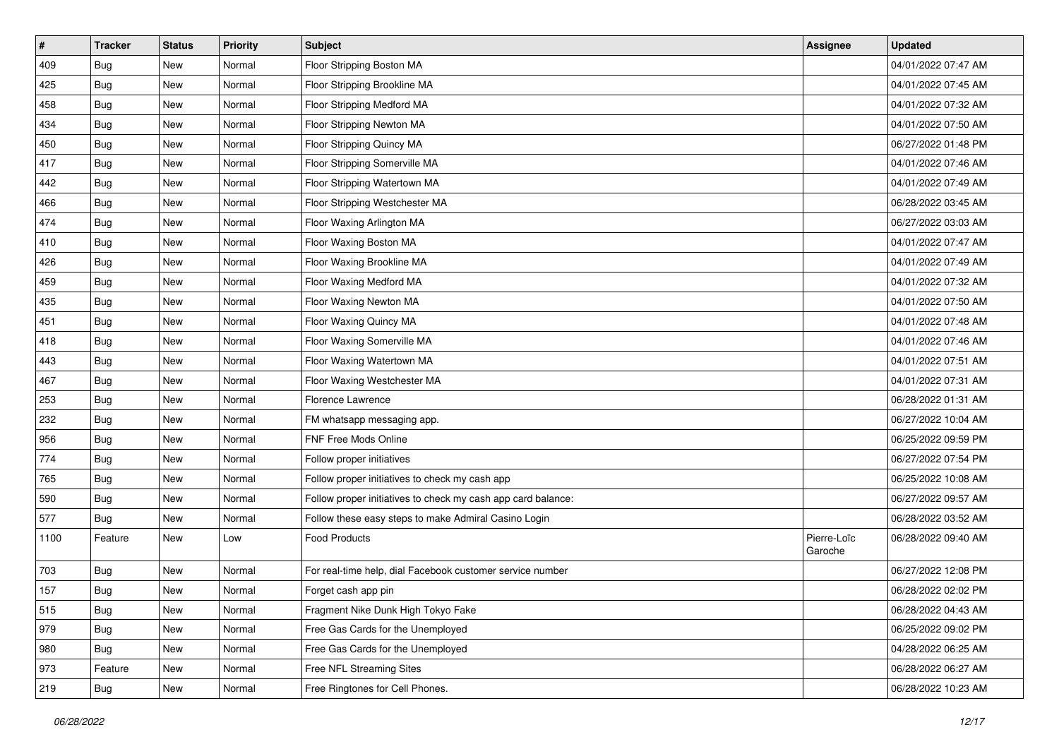| # | Tracker | Status | Priority | Subject | Assignee | Updated |
|---|---|---|---|---|---|---|
| 409 | Bug | New | Normal | Floor Stripping Boston MA | | 04/01/2022 07:47 AM |
| 425 | Bug | New | Normal | Floor Stripping Brookline MA | | 04/01/2022 07:45 AM |
| 458 | Bug | New | Normal | Floor Stripping Medford MA | | 04/01/2022 07:32 AM |
| 434 | Bug | New | Normal | Floor Stripping Newton MA | | 04/01/2022 07:50 AM |
| 450 | Bug | New | Normal | Floor Stripping Quincy MA | | 06/27/2022 01:48 PM |
| 417 | Bug | New | Normal | Floor Stripping Somerville MA | | 04/01/2022 07:46 AM |
| 442 | Bug | New | Normal | Floor Stripping Watertown MA | | 04/01/2022 07:49 AM |
| 466 | Bug | New | Normal | Floor Stripping Westchester MA | | 06/28/2022 03:45 AM |
| 474 | Bug | New | Normal | Floor Waxing Arlington MA | | 06/27/2022 03:03 AM |
| 410 | Bug | New | Normal | Floor Waxing Boston MA | | 04/01/2022 07:47 AM |
| 426 | Bug | New | Normal | Floor Waxing Brookline MA | | 04/01/2022 07:49 AM |
| 459 | Bug | New | Normal | Floor Waxing Medford MA | | 04/01/2022 07:32 AM |
| 435 | Bug | New | Normal | Floor Waxing Newton MA | | 04/01/2022 07:50 AM |
| 451 | Bug | New | Normal | Floor Waxing Quincy MA | | 04/01/2022 07:48 AM |
| 418 | Bug | New | Normal | Floor Waxing Somerville MA | | 04/01/2022 07:46 AM |
| 443 | Bug | New | Normal | Floor Waxing Watertown MA | | 04/01/2022 07:51 AM |
| 467 | Bug | New | Normal | Floor Waxing Westchester MA | | 04/01/2022 07:31 AM |
| 253 | Bug | New | Normal | Florence Lawrence | | 06/28/2022 01:31 AM |
| 232 | Bug | New | Normal | FM whatsapp messaging app. | | 06/27/2022 10:04 AM |
| 956 | Bug | New | Normal | FNF Free Mods Online | | 06/25/2022 09:59 PM |
| 774 | Bug | New | Normal | Follow proper initiatives | | 06/27/2022 07:54 PM |
| 765 | Bug | New | Normal | Follow proper initiatives to check my cash app | | 06/25/2022 10:08 AM |
| 590 | Bug | New | Normal | Follow proper initiatives to check my cash app card balance: | | 06/27/2022 09:57 AM |
| 577 | Bug | New | Normal | Follow these easy steps to make Admiral Casino Login | | 06/28/2022 03:52 AM |
| 1100 | Feature | New | Low | Food Products | Pierre-Loïc Garoche | 06/28/2022 09:40 AM |
| 703 | Bug | New | Normal | For real-time help, dial Facebook customer service number | | 06/27/2022 12:08 PM |
| 157 | Bug | New | Normal | Forget cash app pin | | 06/28/2022 02:02 PM |
| 515 | Bug | New | Normal | Fragment Nike Dunk High Tokyo Fake | | 06/28/2022 04:43 AM |
| 979 | Bug | New | Normal | Free Gas Cards for the Unemployed | | 06/25/2022 09:02 PM |
| 980 | Bug | New | Normal | Free Gas Cards for the Unemployed | | 04/28/2022 06:25 AM |
| 973 | Feature | New | Normal | Free NFL Streaming Sites | | 06/28/2022 06:27 AM |
| 219 | Bug | New | Normal | Free Ringtones for Cell Phones. | | 06/28/2022 10:23 AM |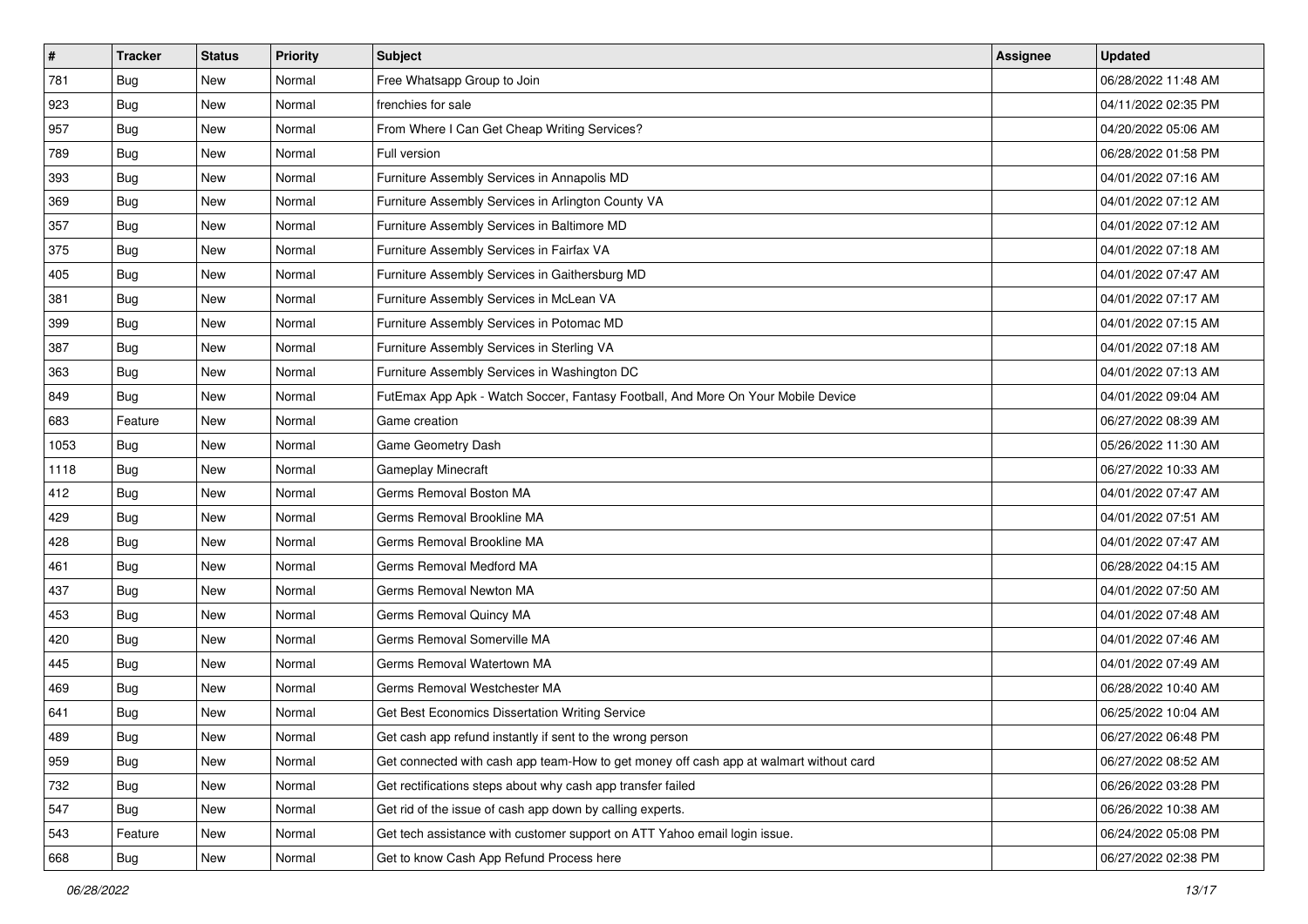| # | Tracker | Status | Priority | Subject | Assignee | Updated |
| --- | --- | --- | --- | --- | --- | --- |
| 781 | Bug | New | Normal | Free Whatsapp Group to Join | | 06/28/2022 11:48 AM |
| 923 | Bug | New | Normal | frenchies for sale | | 04/11/2022 02:35 PM |
| 957 | Bug | New | Normal | From Where I Can Get Cheap Writing Services? | | 04/20/2022 05:06 AM |
| 789 | Bug | New | Normal | Full version | | 06/28/2022 01:58 PM |
| 393 | Bug | New | Normal | Furniture Assembly Services in Annapolis MD | | 04/01/2022 07:16 AM |
| 369 | Bug | New | Normal | Furniture Assembly Services in Arlington County VA | | 04/01/2022 07:12 AM |
| 357 | Bug | New | Normal | Furniture Assembly Services in Baltimore MD | | 04/01/2022 07:12 AM |
| 375 | Bug | New | Normal | Furniture Assembly Services in Fairfax VA | | 04/01/2022 07:18 AM |
| 405 | Bug | New | Normal | Furniture Assembly Services in Gaithersburg MD | | 04/01/2022 07:47 AM |
| 381 | Bug | New | Normal | Furniture Assembly Services in McLean VA | | 04/01/2022 07:17 AM |
| 399 | Bug | New | Normal | Furniture Assembly Services in Potomac MD | | 04/01/2022 07:15 AM |
| 387 | Bug | New | Normal | Furniture Assembly Services in Sterling VA | | 04/01/2022 07:18 AM |
| 363 | Bug | New | Normal | Furniture Assembly Services in Washington DC | | 04/01/2022 07:13 AM |
| 849 | Bug | New | Normal | FutEmax App Apk - Watch Soccer, Fantasy Football, And More On Your Mobile Device | | 04/01/2022 09:04 AM |
| 683 | Feature | New | Normal | Game creation | | 06/27/2022 08:39 AM |
| 1053 | Bug | New | Normal | Game Geometry Dash | | 05/26/2022 11:30 AM |
| 1118 | Bug | New | Normal | Gameplay Minecraft | | 06/27/2022 10:33 AM |
| 412 | Bug | New | Normal | Germs Removal Boston MA | | 04/01/2022 07:47 AM |
| 429 | Bug | New | Normal | Germs Removal Brookline MA | | 04/01/2022 07:51 AM |
| 428 | Bug | New | Normal | Germs Removal Brookline MA | | 04/01/2022 07:47 AM |
| 461 | Bug | New | Normal | Germs Removal Medford MA | | 06/28/2022 04:15 AM |
| 437 | Bug | New | Normal | Germs Removal Newton MA | | 04/01/2022 07:50 AM |
| 453 | Bug | New | Normal | Germs Removal Quincy MA | | 04/01/2022 07:48 AM |
| 420 | Bug | New | Normal | Germs Removal Somerville MA | | 04/01/2022 07:46 AM |
| 445 | Bug | New | Normal | Germs Removal Watertown MA | | 04/01/2022 07:49 AM |
| 469 | Bug | New | Normal | Germs Removal Westchester MA | | 06/28/2022 10:40 AM |
| 641 | Bug | New | Normal | Get Best Economics Dissertation Writing Service | | 06/25/2022 10:04 AM |
| 489 | Bug | New | Normal | Get cash app refund instantly if sent to the wrong person | | 06/27/2022 06:48 PM |
| 959 | Bug | New | Normal | Get connected with cash app team-How to get money off cash app at walmart without card | | 06/27/2022 08:52 AM |
| 732 | Bug | New | Normal | Get rectifications steps about why cash app transfer failed | | 06/26/2022 03:28 PM |
| 547 | Bug | New | Normal | Get rid of the issue of cash app down by calling experts. | | 06/26/2022 10:38 AM |
| 543 | Feature | New | Normal | Get tech assistance with customer support on ATT Yahoo email login issue. | | 06/24/2022 05:08 PM |
| 668 | Bug | New | Normal | Get to know Cash App Refund Process here | | 06/27/2022 02:38 PM |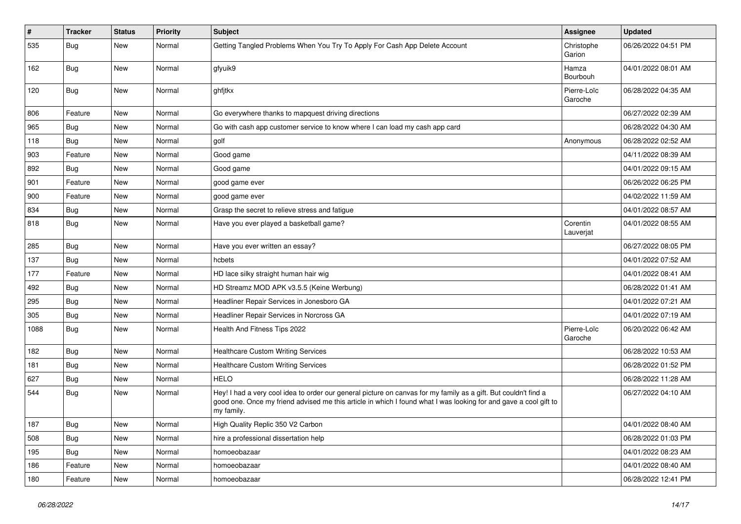| # | Tracker | Status | Priority | Subject | Assignee | Updated |
| --- | --- | --- | --- | --- | --- | --- |
| 535 | Bug | New | Normal | Getting Tangled Problems When You Try To Apply For Cash App Delete Account | Christophe Garion | 06/26/2022 04:51 PM |
| 162 | Bug | New | Normal | gfyuik9 | Hamza Bourbouh | 04/01/2022 08:01 AM |
| 120 | Bug | New | Normal | ghfjtkx | Pierre-Loïc Garoche | 06/28/2022 04:35 AM |
| 806 | Feature | New | Normal | Go everywhere thanks to mapquest driving directions | | 06/27/2022 02:39 AM |
| 965 | Bug | New | Normal | Go with cash app customer service to know where I can load my cash app card | | 06/28/2022 04:30 AM |
| 118 | Bug | New | Normal | golf | Anonymous | 06/28/2022 02:52 AM |
| 903 | Feature | New | Normal | Good game | | 04/11/2022 08:39 AM |
| 892 | Bug | New | Normal | Good game | | 04/01/2022 09:15 AM |
| 901 | Feature | New | Normal | good game ever | | 06/26/2022 06:25 PM |
| 900 | Feature | New | Normal | good game ever | | 04/02/2022 11:59 AM |
| 834 | Bug | New | Normal | Grasp the secret to relieve stress and fatigue | | 04/01/2022 08:57 AM |
| 818 | Bug | New | Normal | Have you ever played a basketball game? | Corentin Lauverjat | 04/01/2022 08:55 AM |
| 285 | Bug | New | Normal | Have you ever written an essay? | | 06/27/2022 08:05 PM |
| 137 | Bug | New | Normal | hcbets | | 04/01/2022 07:52 AM |
| 177 | Feature | New | Normal | HD lace silky straight human hair wig | | 04/01/2022 08:41 AM |
| 492 | Bug | New | Normal | HD Streamz MOD APK v3.5.5 (Keine Werbung) | | 06/28/2022 01:41 AM |
| 295 | Bug | New | Normal | Headliner Repair Services in Jonesboro GA | | 04/01/2022 07:21 AM |
| 305 | Bug | New | Normal | Headliner Repair Services in Norcross GA | | 04/01/2022 07:19 AM |
| 1088 | Bug | New | Normal | Health And Fitness Tips 2022 | Pierre-Loïc Garoche | 06/20/2022 06:42 AM |
| 182 | Bug | New | Normal | Healthcare Custom Writing Services | | 06/28/2022 10:53 AM |
| 181 | Bug | New | Normal | Healthcare Custom Writing Services | | 06/28/2022 01:52 PM |
| 627 | Bug | New | Normal | HELO | | 06/28/2022 11:28 AM |
| 544 | Bug | New | Normal | Hey! I had a very cool idea to order our general picture on canvas for my family as a gift. But couldn't find a good one. Once my friend advised me this article in which I found what I was looking for and gave a cool gift to my family. | | 06/27/2022 04:10 AM |
| 187 | Bug | New | Normal | High Quality Replic 350 V2 Carbon | | 04/01/2022 08:40 AM |
| 508 | Bug | New | Normal | hire a professional dissertation help | | 06/28/2022 01:03 PM |
| 195 | Bug | New | Normal | homoeobazaar | | 04/01/2022 08:23 AM |
| 186 | Feature | New | Normal | homoeobazaar | | 04/01/2022 08:40 AM |
| 180 | Feature | New | Normal | homoeobazaar | | 06/28/2022 12:41 PM |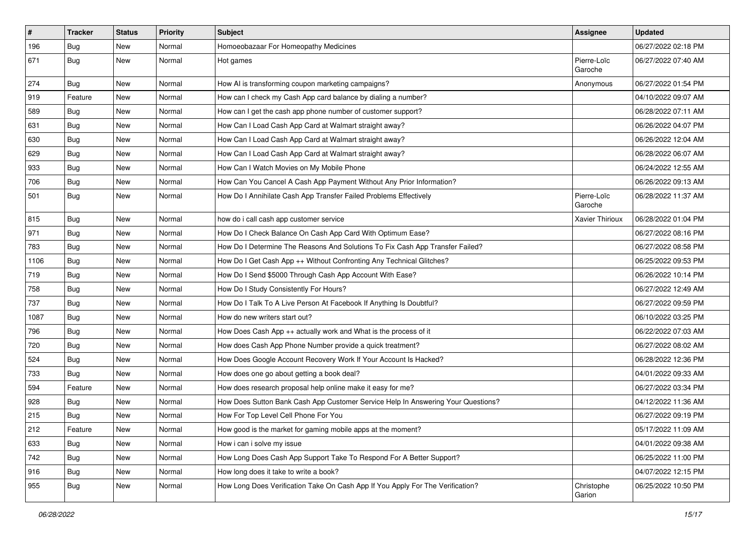| # | Tracker | Status | Priority | Subject | Assignee | Updated |
|---|---|---|---|---|---|---|
| 196 | Bug | New | Normal | Homoeobazaar For Homeopathy Medicines | | 06/27/2022 02:18 PM |
| 671 | Bug | New | Normal | Hot games | Pierre-Loïc Garoche | 06/27/2022 07:40 AM |
| 274 | Bug | New | Normal | How AI is transforming coupon marketing campaigns? | Anonymous | 06/27/2022 01:54 PM |
| 919 | Feature | New | Normal | How can I check my Cash App card balance by dialing a number? | | 04/10/2022 09:07 AM |
| 589 | Bug | New | Normal | How can I get the cash app phone number of customer support? | | 06/28/2022 07:11 AM |
| 631 | Bug | New | Normal | How Can I Load Cash App Card at Walmart straight away? | | 06/26/2022 04:07 PM |
| 630 | Bug | New | Normal | How Can I Load Cash App Card at Walmart straight away? | | 06/26/2022 12:04 AM |
| 629 | Bug | New | Normal | How Can I Load Cash App Card at Walmart straight away? | | 06/28/2022 06:07 AM |
| 933 | Bug | New | Normal | How Can I Watch Movies on My Mobile Phone | | 06/24/2022 12:55 AM |
| 706 | Bug | New | Normal | How Can You Cancel A Cash App Payment Without Any Prior Information? | | 06/26/2022 09:13 AM |
| 501 | Bug | New | Normal | How Do I Annihilate Cash App Transfer Failed Problems Effectively | Pierre-Loïc Garoche | 06/28/2022 11:37 AM |
| 815 | Bug | New | Normal | how do i call cash app customer service | Xavier Thirioux | 06/28/2022 01:04 PM |
| 971 | Bug | New | Normal | How Do I Check Balance On Cash App Card With Optimum Ease? | | 06/27/2022 08:16 PM |
| 783 | Bug | New | Normal | How Do I Determine The Reasons And Solutions To Fix Cash App Transfer Failed? | | 06/27/2022 08:58 PM |
| 1106 | Bug | New | Normal | How Do I Get Cash App ++ Without Confronting Any Technical Glitches? | | 06/25/2022 09:53 PM |
| 719 | Bug | New | Normal | How Do I Send $5000 Through Cash App Account With Ease? | | 06/26/2022 10:14 PM |
| 758 | Bug | New | Normal | How Do I Study Consistently For Hours? | | 06/27/2022 12:49 AM |
| 737 | Bug | New | Normal | How Do I Talk To A Live Person At Facebook If Anything Is Doubtful? | | 06/27/2022 09:59 PM |
| 1087 | Bug | New | Normal | How do new writers start out? | | 06/10/2022 03:25 PM |
| 796 | Bug | New | Normal | How Does Cash App ++ actually work and What is the process of it | | 06/22/2022 07:03 AM |
| 720 | Bug | New | Normal | How does Cash App Phone Number provide a quick treatment? | | 06/27/2022 08:02 AM |
| 524 | Bug | New | Normal | How Does Google Account Recovery Work If Your Account Is Hacked? | | 06/28/2022 12:36 PM |
| 733 | Bug | New | Normal | How does one go about getting a book deal? | | 04/01/2022 09:33 AM |
| 594 | Feature | New | Normal | How does research proposal help online make it easy for me? | | 06/27/2022 03:34 PM |
| 928 | Bug | New | Normal | How Does Sutton Bank Cash App Customer Service Help In Answering Your Questions? | | 04/12/2022 11:36 AM |
| 215 | Bug | New | Normal | How For Top Level Cell Phone For You | | 06/27/2022 09:19 PM |
| 212 | Feature | New | Normal | How good is the market for gaming mobile apps at the moment? | | 05/17/2022 11:09 AM |
| 633 | Bug | New | Normal | How i can i solve my issue | | 04/01/2022 09:38 AM |
| 742 | Bug | New | Normal | How Long Does Cash App Support Take To Respond For A Better Support? | | 06/25/2022 11:00 PM |
| 916 | Bug | New | Normal | How long does it take to write a book? | | 04/07/2022 12:15 PM |
| 955 | Bug | New | Normal | How Long Does Verification Take On Cash App If You Apply For The Verification? | Christophe Garion | 06/25/2022 10:50 PM |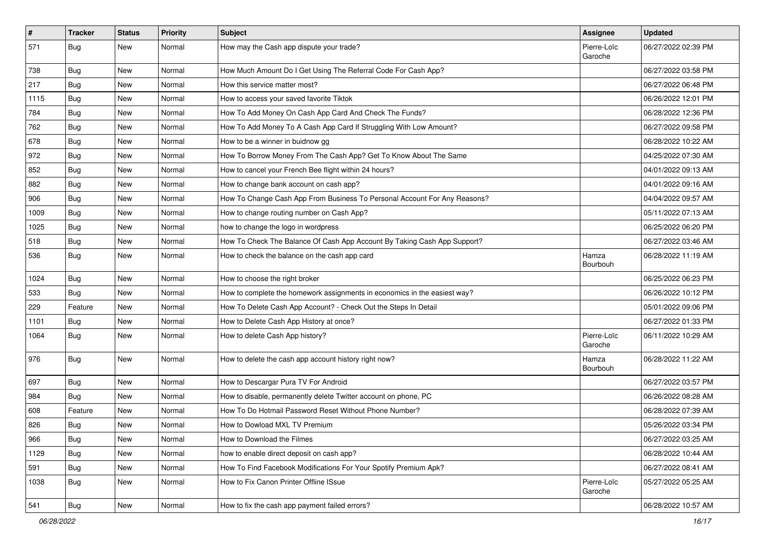| # | Tracker | Status | Priority | Subject | Assignee | Updated |
|---|---|---|---|---|---|---|
| 571 | Bug | New | Normal | How may the Cash app dispute your trade? | Pierre-Loïc Garoche | 06/27/2022 02:39 PM |
| 738 | Bug | New | Normal | How Much Amount Do I Get Using The Referral Code For Cash App? | | 06/27/2022 03:58 PM |
| 217 | Bug | New | Normal | How this service matter most? | | 06/27/2022 06:48 PM |
| 1115 | Bug | New | Normal | How to access your saved favorite Tiktok | | 06/26/2022 12:01 PM |
| 784 | Bug | New | Normal | How To Add Money On Cash App Card And Check The Funds? | | 06/28/2022 12:36 PM |
| 762 | Bug | New | Normal | How To Add Money To A Cash App Card If Struggling With Low Amount? | | 06/27/2022 09:58 PM |
| 678 | Bug | New | Normal | How to be a winner in buidnow gg | | 06/28/2022 10:22 AM |
| 972 | Bug | New | Normal | How To Borrow Money From The Cash App? Get To Know About The Same | | 04/25/2022 07:30 AM |
| 852 | Bug | New | Normal | How to cancel your French Bee flight within 24 hours? | | 04/01/2022 09:13 AM |
| 882 | Bug | New | Normal | How to change bank account on cash app? | | 04/01/2022 09:16 AM |
| 906 | Bug | New | Normal | How To Change Cash App From Business To Personal Account For Any Reasons? | | 04/04/2022 09:57 AM |
| 1009 | Bug | New | Normal | How to change routing number on Cash App? | | 05/11/2022 07:13 AM |
| 1025 | Bug | New | Normal | how to change the logo in wordpress | | 06/25/2022 06:20 PM |
| 518 | Bug | New | Normal | How To Check The Balance Of Cash App Account By Taking Cash App Support? | | 06/27/2022 03:46 AM |
| 536 | Bug | New | Normal | How to check the balance on the cash app card | Hamza Bourbouh | 06/28/2022 11:19 AM |
| 1024 | Bug | New | Normal | How to choose the right broker | | 06/25/2022 06:23 PM |
| 533 | Bug | New | Normal | How to complete the homework assignments in economics in the easiest way? | | 06/26/2022 10:12 PM |
| 229 | Feature | New | Normal | How To Delete Cash App Account? - Check Out the Steps In Detail | | 05/01/2022 09:06 PM |
| 1101 | Bug | New | Normal | How to Delete Cash App History at once? | | 06/27/2022 01:33 PM |
| 1064 | Bug | New | Normal | How to delete Cash App history? | Pierre-Loïc Garoche | 06/11/2022 10:29 AM |
| 976 | Bug | New | Normal | How to delete the cash app account history right now? | Hamza Bourbouh | 06/28/2022 11:22 AM |
| 697 | Bug | New | Normal | How to Descargar Pura TV For Android | | 06/27/2022 03:57 PM |
| 984 | Bug | New | Normal | How to disable, permanently delete Twitter account on phone, PC | | 06/26/2022 08:28 AM |
| 608 | Feature | New | Normal | How To Do Hotmail Password Reset Without Phone Number? | | 06/28/2022 07:39 AM |
| 826 | Bug | New | Normal | How to Dowload MXL TV Premium | | 05/26/2022 03:34 PM |
| 966 | Bug | New | Normal | How to Download the Filmes | | 06/27/2022 03:25 AM |
| 1129 | Bug | New | Normal | how to enable direct deposit on cash app? | | 06/28/2022 10:44 AM |
| 591 | Bug | New | Normal | How To Find Facebook Modifications For Your Spotify Premium Apk? | | 06/27/2022 08:41 AM |
| 1038 | Bug | New | Normal | How to Fix Canon Printer Offline ISsue | Pierre-Loïc Garoche | 05/27/2022 05:25 AM |
| 541 | Bug | New | Normal | How to fix the cash app payment failed errors? | | 06/28/2022 10:57 AM |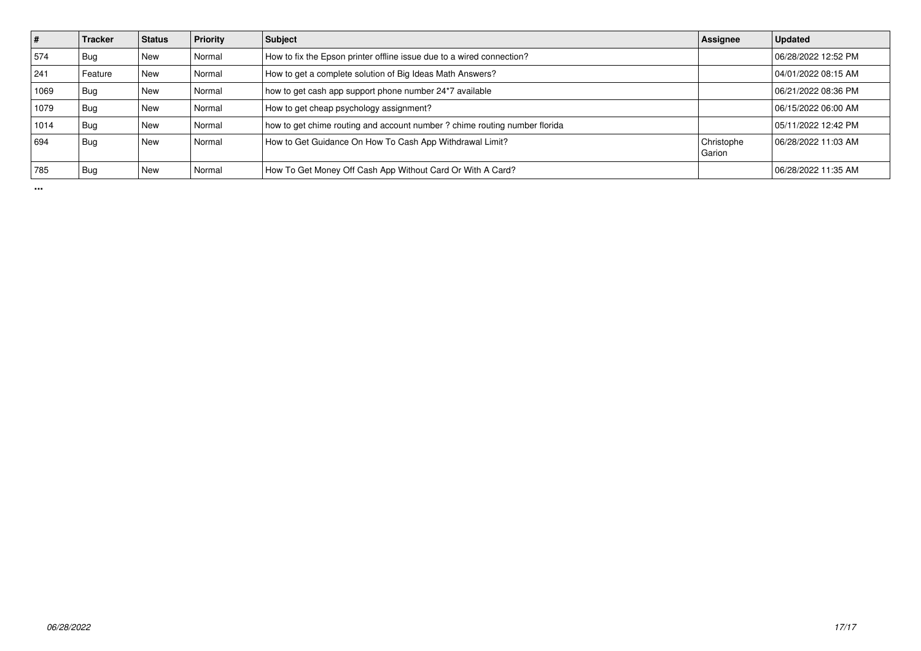| # | Tracker | Status | Priority | Subject | Assignee | Updated |
|---|---|---|---|---|---|---|
| 574 | Bug | New | Normal | How to fix the Epson printer offline issue due to a wired connection? | | 06/28/2022 12:52 PM |
| 241 | Feature | New | Normal | How to get a complete solution of Big Ideas Math Answers? | | 04/01/2022 08:15 AM |
| 1069 | Bug | New | Normal | how to get cash app support phone number 24*7 available | | 06/21/2022 08:36 PM |
| 1079 | Bug | New | Normal | How to get cheap psychology assignment? | | 06/15/2022 06:00 AM |
| 1014 | Bug | New | Normal | how to get chime routing and account number ? chime routing number florida | | 05/11/2022 12:42 PM |
| 694 | Bug | New | Normal | How to Get Guidance On How To Cash App Withdrawal Limit? | Christophe Garion | 06/28/2022 11:03 AM |
| 785 | Bug | New | Normal | How To Get Money Off Cash App Without Card Or With A Card? | | 06/28/2022 11:35 AM |

...